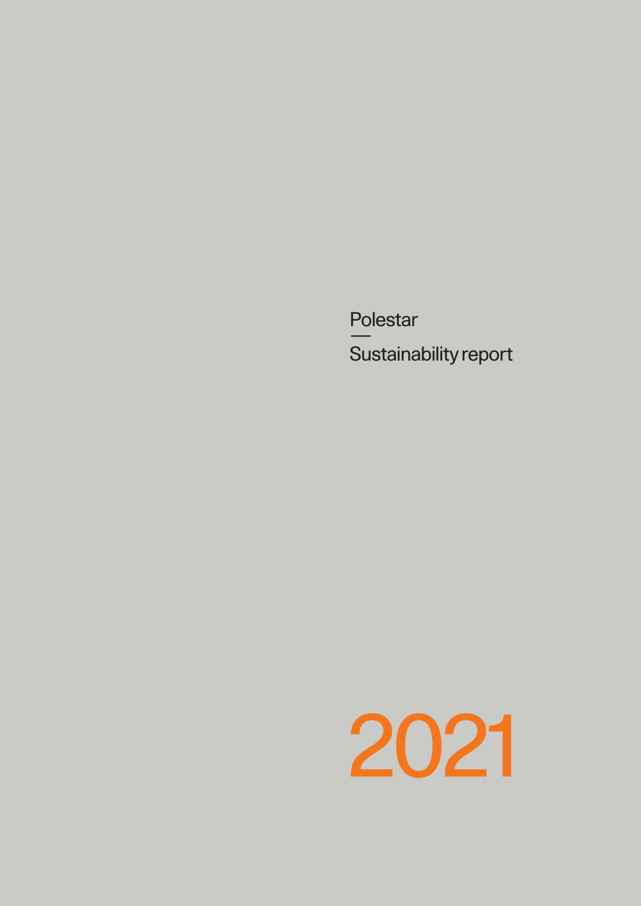Polestar

—

Sustainability report

# 2021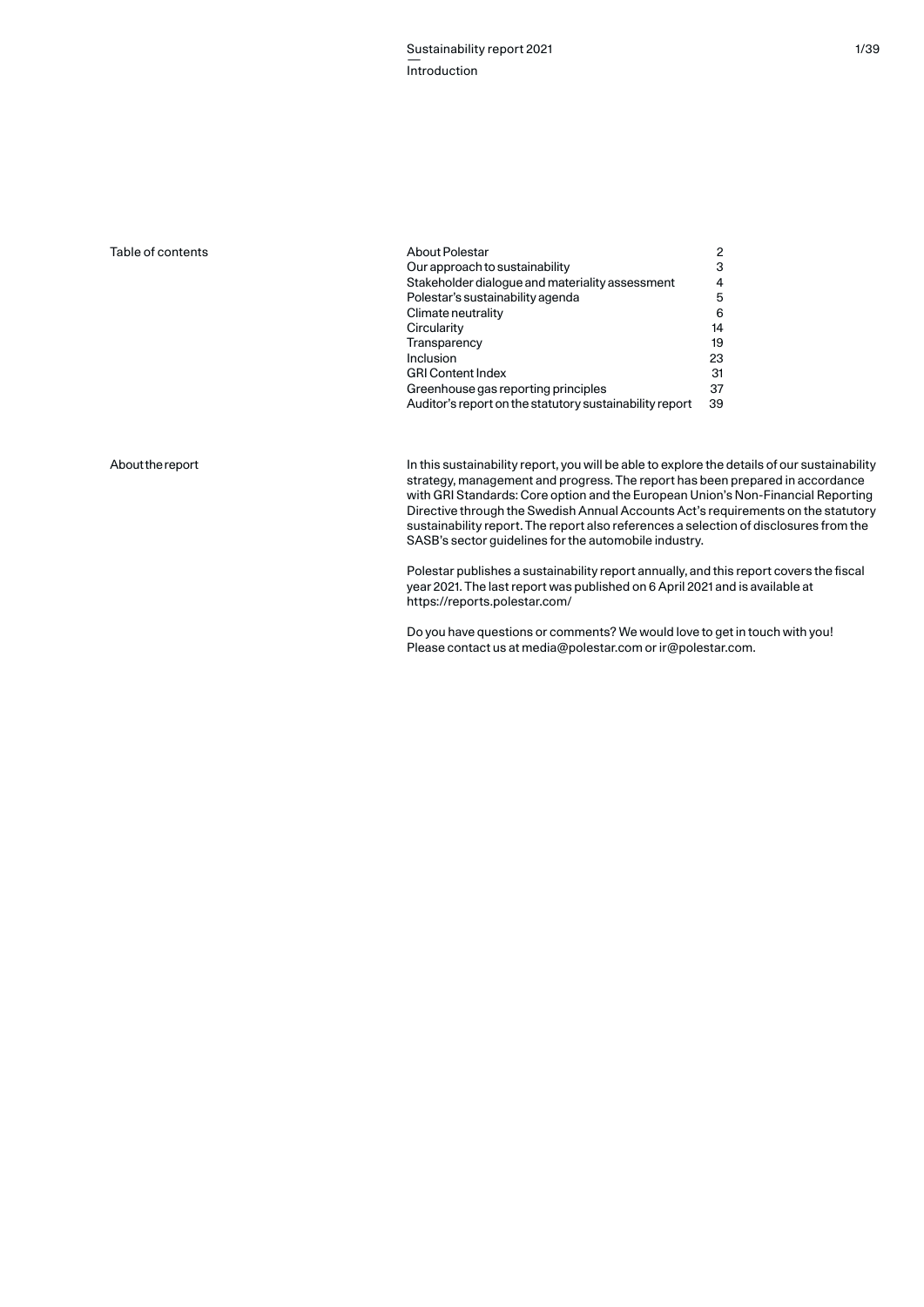## Table of contents

| | |
|---|---|
| About Polestar | 2 |
| Our approach to sustainability | 3 |
| Stakeholder dialogue and materiality assessment | 4 |
| Polestar's sustainability agenda | 5 |
| Climate neutrality | 6 |
| Circularity | 14 |
| Transparency | 19 |
| Inclusion | 23 |
| GRI Content Index | 31 |
| Greenhouse gas reporting principles | 37 |
| Auditor's report on the statutory sustainability report | 39 |

## About the report

In this sustainability report, you will be able to explore the details of our sustainability strategy, management and progress. The report has been prepared in accordance with GRI Standards: Core option and the European Union's Non-Financial Reporting Directive through the Swedish Annual Accounts Act's requirements on the statutory sustainability report. The report also references a selection of disclosures from the SASB's sector guidelines for the automobile industry.

Polestar publishes a sustainability report annually, and this report covers the fiscal year 2021. The last report was published on 6 April 2021 and is available at https://reports.polestar.com/

Do you have questions or comments? We would love to get in touch with you! Please contact us at media@polestar.com or ir@polestar.com.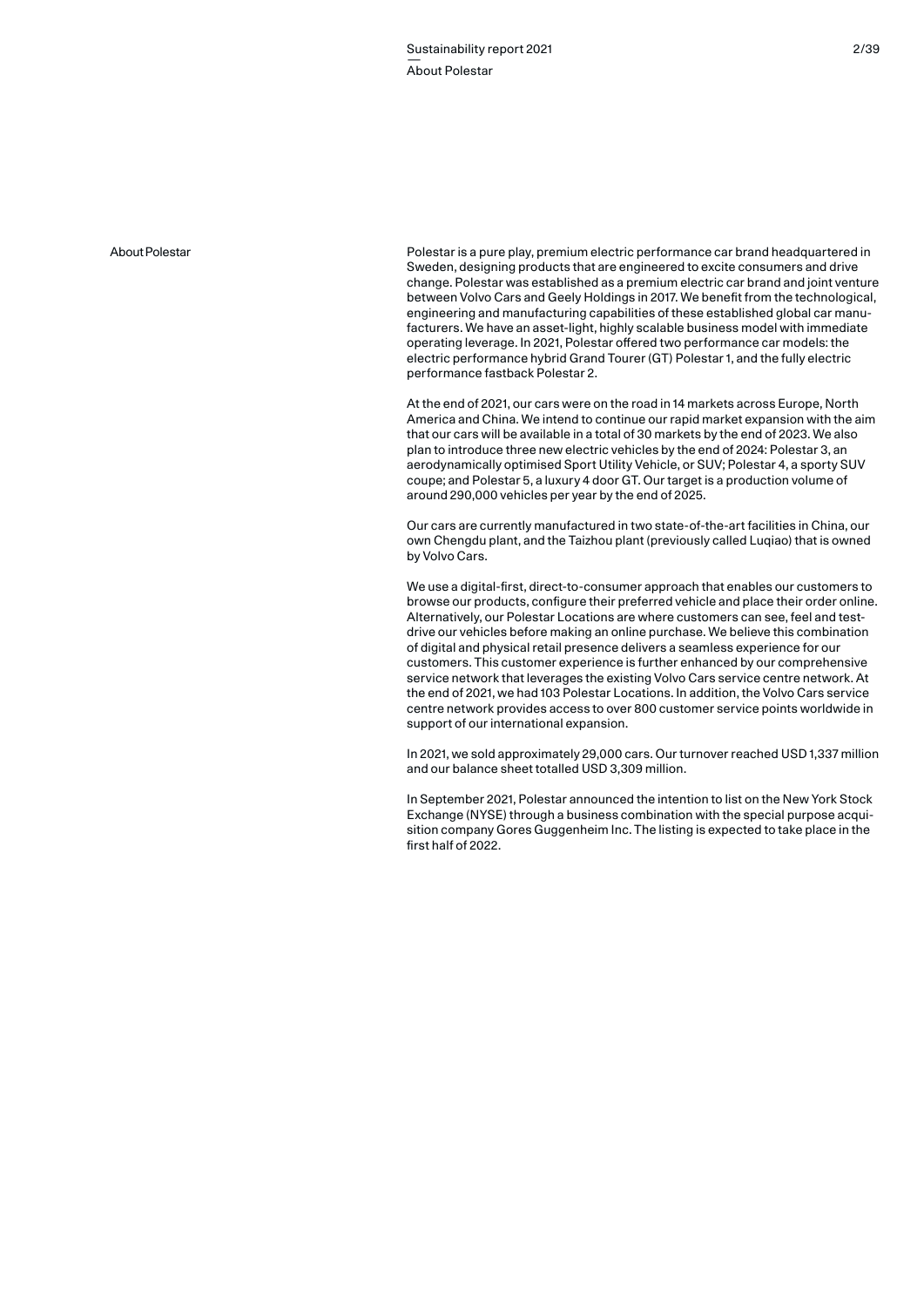## About Polestar

Polestar is a pure play, premium electric performance car brand headquartered in Sweden, designing products that are engineered to excite consumers and drive change. Polestar was established as a premium electric car brand and joint venture between Volvo Cars and Geely Holdings in 2017. We benefit from the technological, engineering and manufacturing capabilities of these established global car manufacturers. We have an asset-light, highly scalable business model with immediate operating leverage. In 2021, Polestar offered two performance car models: the electric performance hybrid Grand Tourer (GT) Polestar 1, and the fully electric performance fastback Polestar 2.

At the end of 2021, our cars were on the road in 14 markets across Europe, North America and China. We intend to continue our rapid market expansion with the aim that our cars will be available in a total of 30 markets by the end of 2023. We also plan to introduce three new electric vehicles by the end of 2024: Polestar 3, an aerodynamically optimised Sport Utility Vehicle, or SUV; Polestar 4, a sporty SUV coupe; and Polestar 5, a luxury 4 door GT. Our target is a production volume of around 290,000 vehicles per year by the end of 2025.

Our cars are currently manufactured in two state-of-the-art facilities in China, our own Chengdu plant, and the Taizhou plant (previously called Luqiao) that is owned by Volvo Cars.

We use a digital-first, direct-to-consumer approach that enables our customers to browse our products, configure their preferred vehicle and place their order online. Alternatively, our Polestar Locations are where customers can see, feel and test-drive our vehicles before making an online purchase. We believe this combination of digital and physical retail presence delivers a seamless experience for our customers. This customer experience is further enhanced by our comprehensive service network that leverages the existing Volvo Cars service centre network. At the end of 2021, we had 103 Polestar Locations. In addition, the Volvo Cars service centre network provides access to over 800 customer service points worldwide in support of our international expansion.

In 2021, we sold approximately 29,000 cars. Our turnover reached USD 1,337 million and our balance sheet totalled USD 3,309 million.

In September 2021, Polestar announced the intention to list on the New York Stock Exchange (NYSE) through a business combination with the special purpose acquisition company Gores Guggenheim Inc. The listing is expected to take place in the first half of 2022.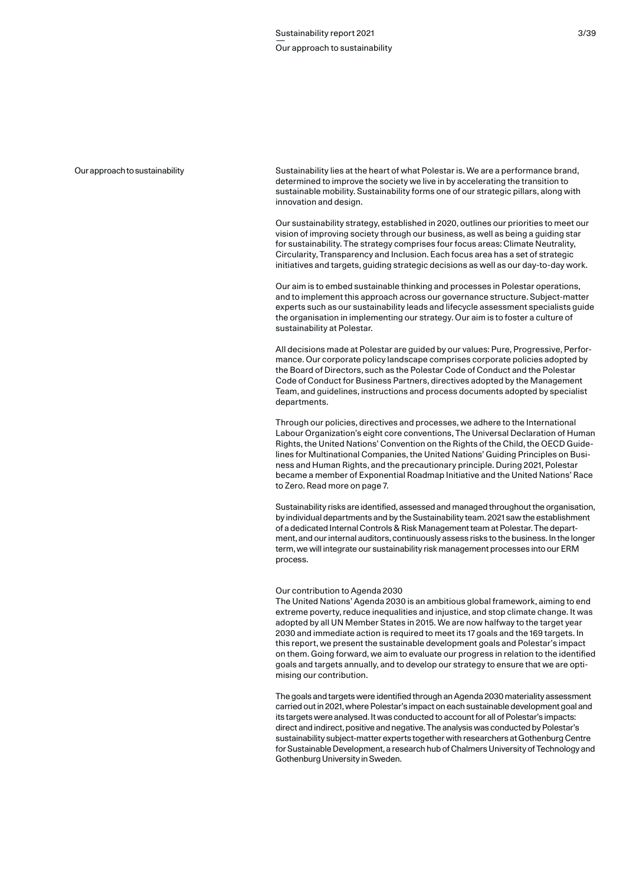# Our approach to sustainability

Sustainability lies at the heart of what Polestar is. We are a performance brand, determined to improve the society we live in by accelerating the transition to sustainable mobility. Sustainability forms one of our strategic pillars, along with innovation and design.

Our sustainability strategy, established in 2020, outlines our priorities to meet our vision of improving society through our business, as well as being a guiding star for sustainability. The strategy comprises four focus areas: Climate Neutrality, Circularity, Transparency and Inclusion. Each focus area has a set of strategic initiatives and targets, guiding strategic decisions as well as our day-to-day work.

Our aim is to embed sustainable thinking and processes in Polestar operations, and to implement this approach across our governance structure. Subject-matter experts such as our sustainability leads and lifecycle assessment specialists guide the organisation in implementing our strategy. Our aim is to foster a culture of sustainability at Polestar.

All decisions made at Polestar are guided by our values: Pure, Progressive, Performance. Our corporate policy landscape comprises corporate policies adopted by the Board of Directors, such as the Polestar Code of Conduct and the Polestar Code of Conduct for Business Partners, directives adopted by the Management Team, and guidelines, instructions and process documents adopted by specialist departments.

Through our policies, directives and processes, we adhere to the International Labour Organization's eight core conventions, The Universal Declaration of Human Rights, the United Nations' Convention on the Rights of the Child, the OECD Guidelines for Multinational Companies, the United Nations' Guiding Principles on Business and Human Rights, and the precautionary principle. During 2021, Polestar became a member of Exponential Roadmap Initiative and the United Nations' Race to Zero. Read more on page 7.

Sustainability risks are identified, assessed and managed throughout the organisation, by individual departments and by the Sustainability team. 2021 saw the establishment of a dedicated Internal Controls & Risk Management team at Polestar. The department, and our internal auditors, continuously assess risks to the business. In the longer term, we will integrate our sustainability risk management processes into our ERM process.

## Our contribution to Agenda 2030

The United Nations' Agenda 2030 is an ambitious global framework, aiming to end extreme poverty, reduce inequalities and injustice, and stop climate change. It was adopted by all UN Member States in 2015. We are now halfway to the target year 2030 and immediate action is required to meet its 17 goals and the 169 targets. In this report, we present the sustainable development goals and Polestar's impact on them. Going forward, we aim to evaluate our progress in relation to the identified goals and targets annually, and to develop our strategy to ensure that we are optimising our contribution.

The goals and targets were identified through an Agenda 2030 materiality assessment carried out in 2021, where Polestar's impact on each sustainable development goal and its targets were analysed. It was conducted to account for all of Polestar's impacts: direct and indirect, positive and negative. The analysis was conducted by Polestar's sustainability subject-matter experts together with researchers at Gothenburg Centre for Sustainable Development, a research hub of Chalmers University of Technology and Gothenburg University in Sweden.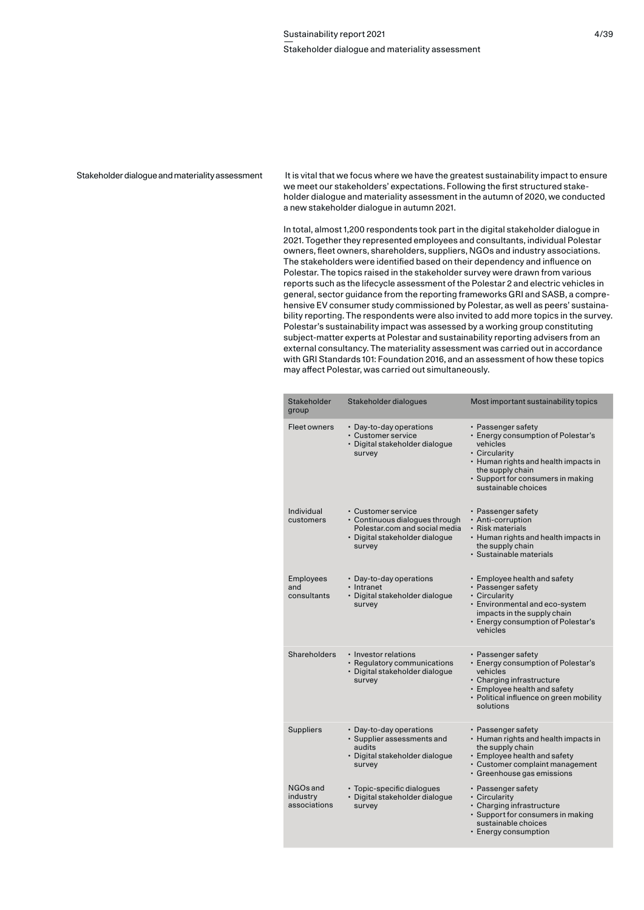## Stakeholder dialogue and materiality assessment

It is vital that we focus where we have the greatest sustainability impact to ensure we meet our stakeholders' expectations. Following the first structured stakeholder dialogue and materiality assessment in the autumn of 2020, we conducted a new stakeholder dialogue in autumn 2021.

In total, almost 1,200 respondents took part in the digital stakeholder dialogue in 2021. Together they represented employees and consultants, individual Polestar owners, fleet owners, shareholders, suppliers, NGOs and industry associations. The stakeholders were identified based on their dependency and influence on Polestar. The topics raised in the stakeholder survey were drawn from various reports such as the lifecycle assessment of the Polestar 2 and electric vehicles in general, sector guidance from the reporting frameworks GRI and SASB, a comprehensive EV consumer study commissioned by Polestar, as well as peers' sustainability reporting. The respondents were also invited to add more topics in the survey. Polestar's sustainability impact was assessed by a working group constituting subject-matter experts at Polestar and sustainability reporting advisers from an external consultancy. The materiality assessment was carried out in accordance with GRI Standards 101: Foundation 2016, and an assessment of how these topics may affect Polestar, was carried out simultaneously.

| Stakeholder group | Stakeholder dialogues | Most important sustainability topics |
|---|---|---|
| Fleet owners | • Day-to-day operations<br>• Customer service<br>• Digital stakeholder dialogue survey | • Passenger safety<br>• Energy consumption of Polestar's vehicles<br>• Circularity<br>• Human rights and health impacts in the supply chain<br>• Support for consumers in making sustainable choices |
| Individual customers | • Customer service<br>• Continuous dialogues through Polestar.com and social media<br>• Digital stakeholder dialogue survey | • Passenger safety<br>• Anti-corruption<br>• Risk materials<br>• Human rights and health impacts in the supply chain<br>• Sustainable materials |
| Employees and consultants | • Day-to-day operations<br>• Intranet<br>• Digital stakeholder dialogue survey | • Employee health and safety<br>• Passenger safety<br>• Circularity<br>• Environmental and eco-system impacts in the supply chain<br>• Energy consumption of Polestar's vehicles |
| Shareholders | • Investor relations<br>• Regulatory communications<br>• Digital stakeholder dialogue survey | • Passenger safety<br>• Energy consumption of Polestar's vehicles<br>• Charging infrastructure<br>• Employee health and safety<br>• Political influence on green mobility solutions |
| Suppliers | • Day-to-day operations<br>• Supplier assessments and audits<br>• Digital stakeholder dialogue survey | • Passenger safety<br>• Human rights and health impacts in the supply chain<br>• Employee health and safety<br>• Customer complaint management<br>• Greenhouse gas emissions |
| NGOs and industry associations | • Topic-specific dialogues<br>• Digital stakeholder dialogue survey | • Passenger safety<br>• Circularity<br>• Charging infrastructure<br>• Support for consumers in making sustainable choices<br>• Energy consumption |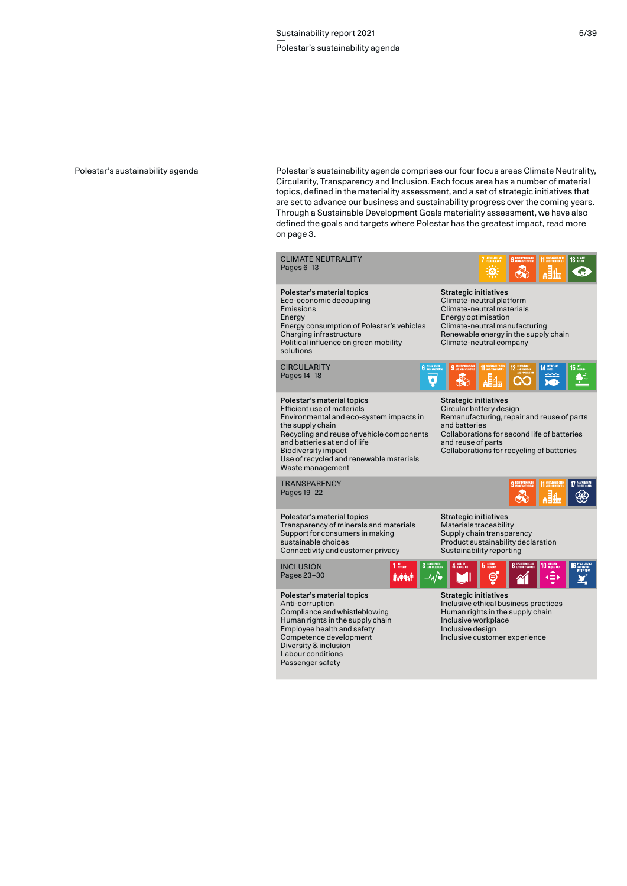# Polestar's sustainability agenda

Polestar's sustainability agenda comprises our four focus areas Climate Neutrality, Circularity, Transparency and Inclusion. Each focus area has a number of material topics, defined in the materiality assessment, and a set of strategic initiatives that are set to advance our business and sustainability progress over the coming years. Through a Sustainable Development Goals materiality assessment, we have also defined the goals and targets where Polestar has the greatest impact, read more on page 3.

## CLIMATE NEUTRALITY
Pages 6–13

| Polestar's material topics | Strategic initiatives |
|---|---|
| Eco-economic decoupling | Climate-neutral platform |
| Emissions | Climate-neutral materials |
| Energy | Energy optimisation |
| Energy consumption of Polestar's vehicles | Climate-neutral manufacturing |
| Charging infrastructure | Renewable energy in the supply chain |
| Political influence on green mobility solutions | Climate-neutral company |

## CIRCULARITY
Pages 14–18

| Polestar's material topics | Strategic initiatives |
|---|---|
| Efficient use of materials | Circular battery design |
| Environmental and eco-system impacts in the supply chain | Remanufacturing, repair and reuse of parts and batteries |
| Recycling and reuse of vehicle components and batteries at end of life | Collaborations for second life of batteries and reuse of parts |
| Biodiversity impact | Collaborations for recycling of batteries |
| Use of recycled and renewable materials | |
| Waste management | |

## TRANSPARENCY
Pages 19–22

| Polestar's material topics | Strategic initiatives |
|---|---|
| Transparency of minerals and materials | Materials traceability |
| Support for consumers in making sustainable choices | Supply chain transparency |
| Connectivity and customer privacy | Product sustainability declaration |
| | Sustainability reporting |

## INCLUSION
Pages 23–30

| Polestar's material topics | Strategic initiatives |
|---|---|
| Anti-corruption | Inclusive ethical business practices |
| Compliance and whistleblowing | Human rights in the supply chain |
| Human rights in the supply chain | Inclusive workplace |
| Employee health and safety | Inclusive design |
| Competence development | Inclusive customer experience |
| Diversity & inclusion | |
| Labour conditions | |
| Passenger safety | |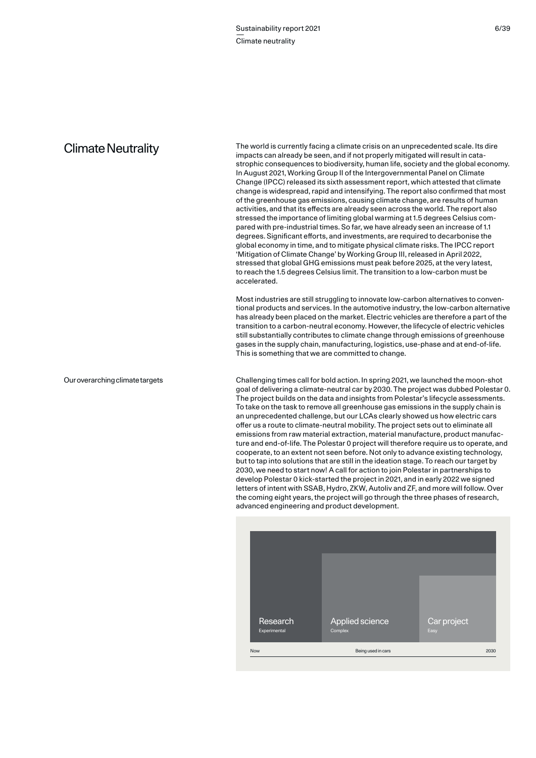# Climate Neutrality

The world is currently facing a climate crisis on an unprecedented scale. Its dire impacts can already be seen, and if not properly mitigated will result in catastrophic consequences to biodiversity, human life, society and the global economy. In August 2021, Working Group II of the Intergovernmental Panel on Climate Change (IPCC) released its sixth assessment report, which attested that climate change is widespread, rapid and intensifying. The report also confirmed that most of the greenhouse gas emissions, causing climate change, are results of human activities, and that its effects are already seen across the world. The report also stressed the importance of limiting global warming at 1.5 degrees Celsius compared with pre-industrial times. So far, we have already seen an increase of 1.1 degrees. Significant efforts, and investments, are required to decarbonise the global economy in time, and to mitigate physical climate risks. The IPCC report 'Mitigation of Climate Change' by Working Group III, released in April 2022, stressed that global GHG emissions must peak before 2025, at the very latest, to reach the 1.5 degrees Celsius limit. The transition to a low-carbon must be accelerated.

Most industries are still struggling to innovate low-carbon alternatives to conventional products and services. In the automotive industry, the low-carbon alternative has already been placed on the market. Electric vehicles are therefore a part of the transition to a carbon-neutral economy. However, the lifecycle of electric vehicles still substantially contributes to climate change through emissions of greenhouse gases in the supply chain, manufacturing, logistics, use-phase and at end-of-life. This is something that we are committed to change.

## Our overarching climate targets

Challenging times call for bold action. In spring 2021, we launched the moon-shot goal of delivering a climate-neutral car by 2030. The project was dubbed Polestar 0. The project builds on the data and insights from Polestar's lifecycle assessments. To take on the task to remove all greenhouse gas emissions in the supply chain is an unprecedented challenge, but our LCAs clearly showed us how electric cars offer us a route to climate-neutral mobility. The project sets out to eliminate all emissions from raw material extraction, material manufacture, product manufacture and end-of-life. The Polestar 0 project will therefore require us to operate, and cooperate, to an extent not seen before. Not only to advance existing technology, but to tap into solutions that are still in the ideation stage. To reach our target by 2030, we need to start now! A call for action to join Polestar in partnerships to develop Polestar 0 kick-started the project in 2021, and in early 2022 we signed letters of intent with SSAB, Hydro, ZKW, Autoliv and ZF, and more will follow. Over the coming eight years, the project will go through the three phases of research, advanced engineering and product development.

| Research | Applied science | Car project |
|---|---|---|
| Experimental | Complex | Easy |

Now — Being used in cars — 2030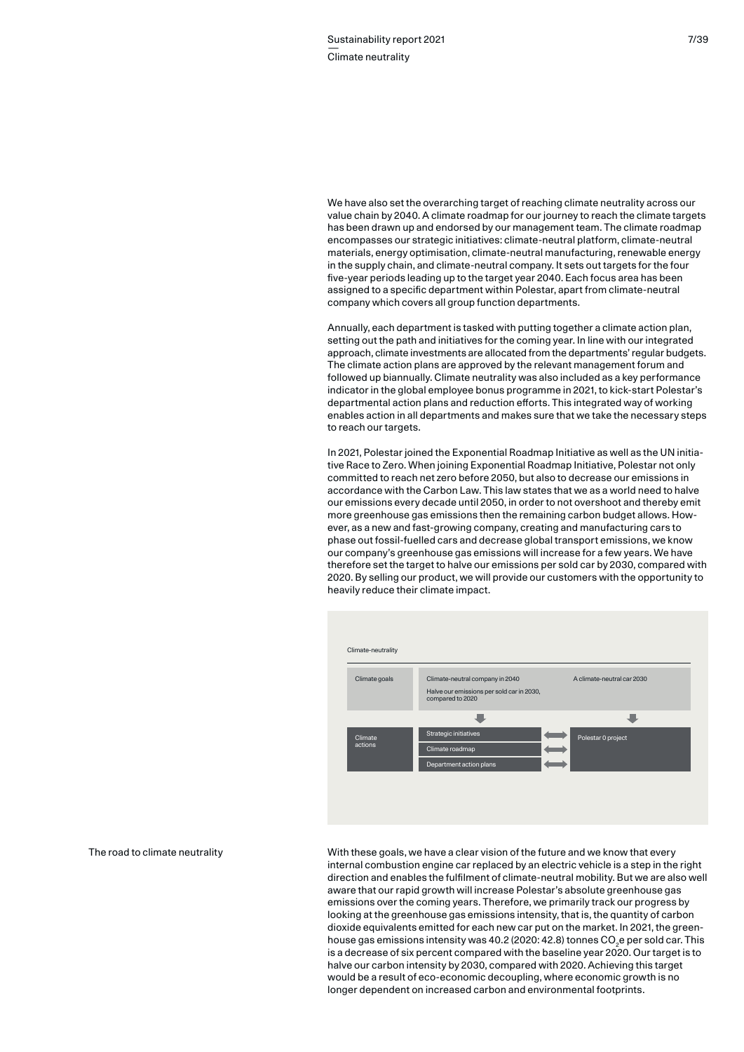We have also set the overarching target of reaching climate neutrality across our value chain by 2040. A climate roadmap for our journey to reach the climate targets has been drawn up and endorsed by our management team. The climate roadmap encompasses our strategic initiatives: climate-neutral platform, climate-neutral materials, energy optimisation, climate-neutral manufacturing, renewable energy in the supply chain, and climate-neutral company. It sets out targets for the four five-year periods leading up to the target year 2040. Each focus area has been assigned to a specific department within Polestar, apart from climate-neutral company which covers all group function departments.

Annually, each department is tasked with putting together a climate action plan, setting out the path and initiatives for the coming year. In line with our integrated approach, climate investments are allocated from the departments' regular budgets. The climate action plans are approved by the relevant management forum and followed up biannually. Climate neutrality was also included as a key performance indicator in the global employee bonus programme in 2021, to kick-start Polestar's departmental action plans and reduction efforts. This integrated way of working enables action in all departments and makes sure that we take the necessary steps to reach our targets.

In 2021, Polestar joined the Exponential Roadmap Initiative as well as the UN initiative Race to Zero. When joining Exponential Roadmap Initiative, Polestar not only committed to reach net zero before 2050, but also to decrease our emissions in accordance with the Carbon Law. This law states that we as a world need to halve our emissions every decade until 2050, in order to not overshoot and thereby emit more greenhouse gas emissions then the remaining carbon budget allows. However, as a new and fast-growing company, creating and manufacturing cars to phase out fossil-fuelled cars and decrease global transport emissions, we know our company's greenhouse gas emissions will increase for a few years. We have therefore set the target to halve our emissions per sold car by 2030, compared with 2020. By selling our product, we will provide our customers with the opportunity to heavily reduce their climate impact.

Climate-neutrality

| Climate goals | Climate-neutral company in 2040<br>Halve our emissions per sold car in 2030, compared to 2020 | A climate-neutral car 2030 |
|---|---|---|
| Climate actions | Strategic initiatives<br>Climate roadmap<br>Department action plans | Polestar 0 project |

## The road to climate neutrality

With these goals, we have a clear vision of the future and we know that every internal combustion engine car replaced by an electric vehicle is a step in the right direction and enables the fulfilment of climate-neutral mobility. But we are also well aware that our rapid growth will increase Polestar's absolute greenhouse gas emissions over the coming years. Therefore, we primarily track our progress by looking at the greenhouse gas emissions intensity, that is, the quantity of carbon dioxide equivalents emitted for each new car put on the market. In 2021, the greenhouse gas emissions intensity was 40.2 (2020: 42.8) tonnes $CO_2e$ per sold car. This is a decrease of six percent compared with the baseline year 2020. Our target is to halve our carbon intensity by 2030, compared with 2020. Achieving this target would be a result of eco-economic decoupling, where economic growth is no longer dependent on increased carbon and environmental footprints.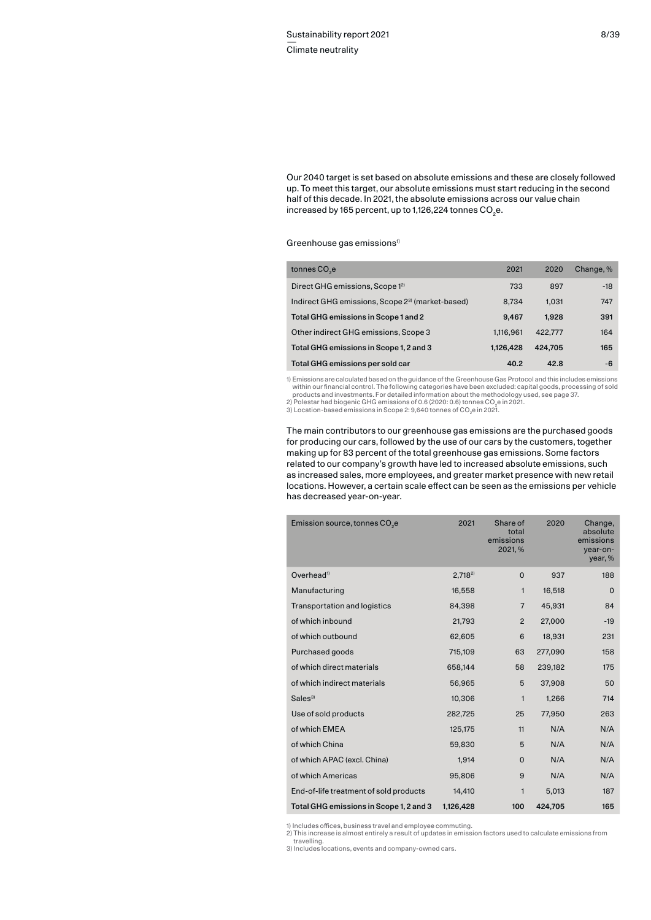Our 2040 target is set based on absolute emissions and these are closely followed up. To meet this target, our absolute emissions must start reducing in the second half of this decade. In 2021, the absolute emissions across our value chain increased by 165 percent, up to 1,126,224 tonnes $CO_2$e.

Greenhouse gas emissions[1]

| tonnes $CO_2$e | 2021 | 2020 | Change, % |
|---|---|---|---|
| Direct GHG emissions, Scope 1[2] | 733 | 897 | -18 |
| Indirect GHG emissions, Scope 2[3] (market-based) | 8,734 | 1,031 | 747 |
| **Total GHG emissions in Scope 1 and 2** | **9,467** | **1,928** | **391** |
| Other indirect GHG emissions, Scope 3 | 1,116,961 | 422,777 | 164 |
| **Total GHG emissions in Scope 1, 2 and 3** | **1,126,428** | **424,705** | **165** |
| **Total GHG emissions per sold car** | **40.2** | **42.8** | **-6** |

1) Emissions are calculated based on the guidance of the Greenhouse Gas Protocol and this includes emissions within our financial control. The following categories have been excluded: capital goods, processing of sold products and investments. For detailed information about the methodology used, see page 37.
2) Polestar had biogenic GHG emissions of 0.6 (2020: 0.6) tonnes $CO_2$e in 2021.
3) Location-based emissions in Scope 2: 9,640 tonnes of $CO_2$e in 2021.

The main contributors to our greenhouse gas emissions are the purchased goods for producing our cars, followed by the use of our cars by the customers, together making up for 83 percent of the total greenhouse gas emissions. Some factors related to our company's growth have led to increased absolute emissions, such as increased sales, more employees, and greater market presence with new retail locations. However, a certain scale effect can be seen as the emissions per vehicle has decreased year-on-year.

| Emission source, tonnes $CO_2$e | 2021 | Share of total emissions 2021, % | 2020 | Change, absolute emissions year-on-year, % |
|---|---|---|---|---|
| Overhead[1] | 2,718[2] | 0 | 937 | 188 |
| Manufacturing | 16,558 | 1 | 16,518 | 0 |
| Transportation and logistics | 84,398 | 7 | 45,931 | 84 |
| of which inbound | 21,793 | 2 | 27,000 | -19 |
| of which outbound | 62,605 | 6 | 18,931 | 231 |
| Purchased goods | 715,109 | 63 | 277,090 | 158 |
| of which direct materials | 658,144 | 58 | 239,182 | 175 |
| of which indirect materials | 56,965 | 5 | 37,908 | 50 |
| Sales[3] | 10,306 | 1 | 1,266 | 714 |
| Use of sold products | 282,725 | 25 | 77,950 | 263 |
| of which EMEA | 125,175 | 11 | N/A | N/A |
| of which China | 59,830 | 5 | N/A | N/A |
| of which APAC (excl. China) | 1,914 | 0 | N/A | N/A |
| of which Americas | 95,806 | 9 | N/A | N/A |
| End-of-life treatment of sold products | 14,410 | 1 | 5,013 | 187 |
| **Total GHG emissions in Scope 1, 2 and 3** | **1,126,428** | **100** | **424,705** | **165** |

1) Includes offices, business travel and employee commuting.
2) This increase is almost entirely a result of updates in emission factors used to calculate emissions from travelling.
3) Includes locations, events and company-owned cars.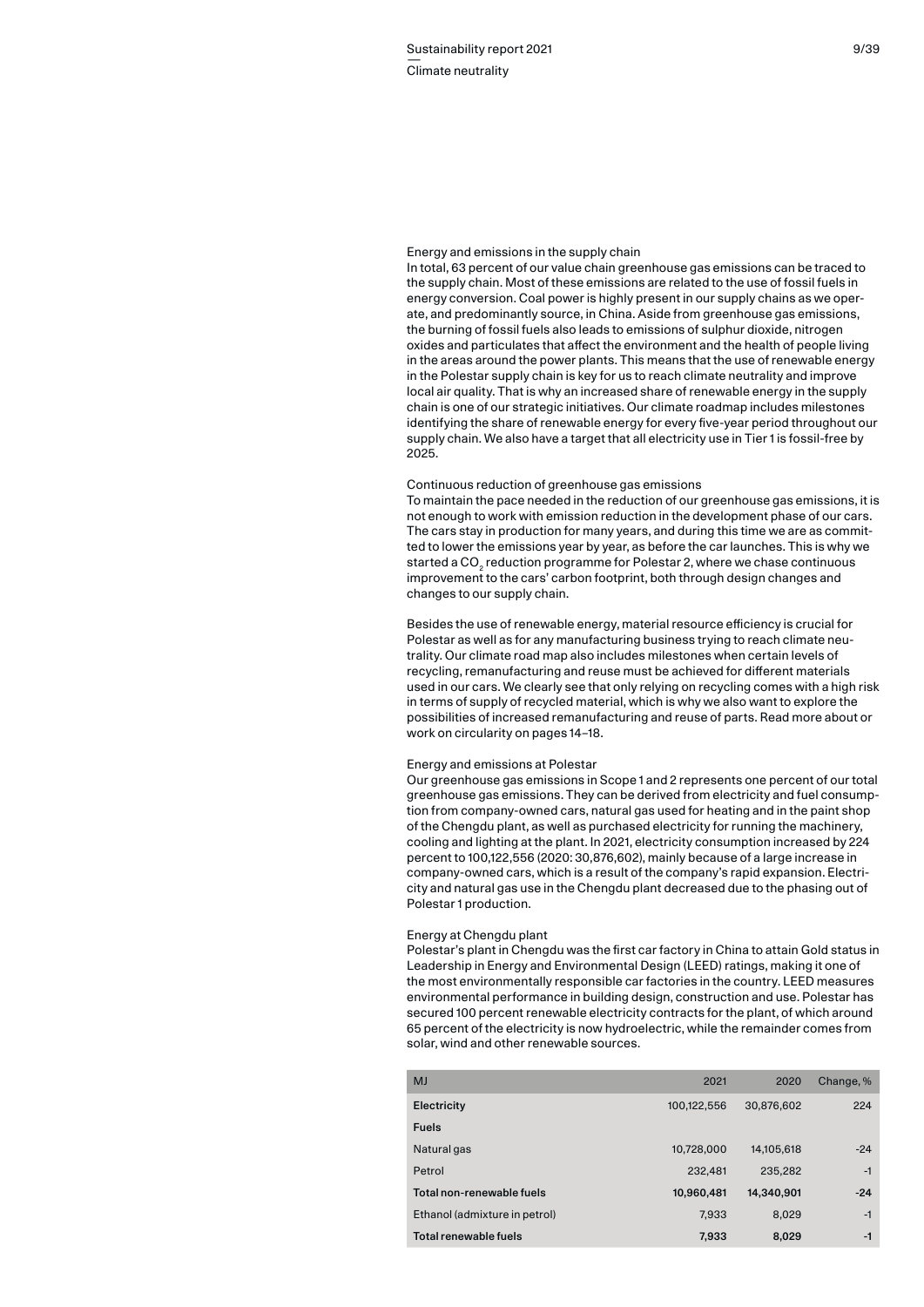### Energy and emissions in the supply chain

In total, 63 percent of our value chain greenhouse gas emissions can be traced to the supply chain. Most of these emissions are related to the use of fossil fuels in energy conversion. Coal power is highly present in our supply chains as we operate, and predominantly source, in China. Aside from greenhouse gas emissions, the burning of fossil fuels also leads to emissions of sulphur dioxide, nitrogen oxides and particulates that affect the environment and the health of people living in the areas around the power plants. This means that the use of renewable energy in the Polestar supply chain is key for us to reach climate neutrality and improve local air quality. That is why an increased share of renewable energy in the supply chain is one of our strategic initiatives. Our climate roadmap includes milestones identifying the share of renewable energy for every five-year period throughout our supply chain. We also have a target that all electricity use in Tier 1 is fossil-free by 2025.

### Continuous reduction of greenhouse gas emissions

To maintain the pace needed in the reduction of our greenhouse gas emissions, it is not enough to work with emission reduction in the development phase of our cars. The cars stay in production for many years, and during this time we are as committed to lower the emissions year by year, as before the car launches. This is why we started a $CO_2$ reduction programme for Polestar 2, where we chase continuous improvement to the cars' carbon footprint, both through design changes and changes to our supply chain.

Besides the use of renewable energy, material resource efficiency is crucial for Polestar as well as for any manufacturing business trying to reach climate neutrality. Our climate road map also includes milestones when certain levels of recycling, remanufacturing and reuse must be achieved for different materials used in our cars. We clearly see that only relying on recycling comes with a high risk in terms of supply of recycled material, which is why we also want to explore the possibilities of increased remanufacturing and reuse of parts. Read more about or work on circularity on pages 14–18.

### Energy and emissions at Polestar

Our greenhouse gas emissions in Scope 1 and 2 represents one percent of our total greenhouse gas emissions. They can be derived from electricity and fuel consumption from company-owned cars, natural gas used for heating and in the paint shop of the Chengdu plant, as well as purchased electricity for running the machinery, cooling and lighting at the plant. In 2021, electricity consumption increased by 224 percent to 100,122,556 (2020: 30,876,602), mainly because of a large increase in company-owned cars, which is a result of the company's rapid expansion. Electricity and natural gas use in the Chengdu plant decreased due to the phasing out of Polestar 1 production.

### Energy at Chengdu plant

Polestar's plant in Chengdu was the first car factory in China to attain Gold status in Leadership in Energy and Environmental Design (LEED) ratings, making it one of the most environmentally responsible car factories in the country. LEED measures environmental performance in building design, construction and use. Polestar has secured 100 percent renewable electricity contracts for the plant, of which around 65 percent of the electricity is now hydroelectric, while the remainder comes from solar, wind and other renewable sources.

| MJ | 2021 | 2020 | Change, % |
|---|---|---|---|
| **Electricity** | 100,122,556 | 30,876,602 | 224 |
| **Fuels** | | | |
| Natural gas | 10,728,000 | 14,105,618 | -24 |
| Petrol | 232,481 | 235,282 | -1 |
| **Total non-renewable fuels** | **10,960,481** | **14,340,901** | **-24** |
| Ethanol (admixture in petrol) | 7,933 | 8,029 | -1 |
| **Total renewable fuels** | **7,933** | **8,029** | **-1** |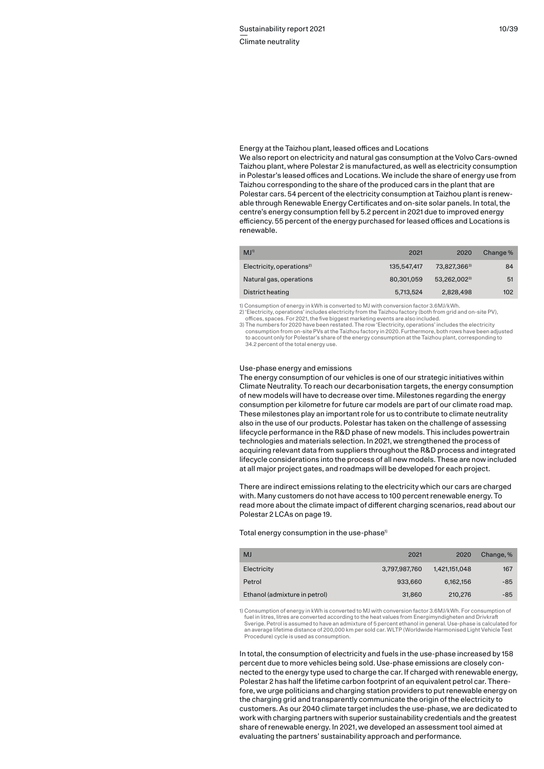### Energy at the Taizhou plant, leased offices and Locations

We also report on electricity and natural gas consumption at the Volvo Cars-owned Taizhou plant, where Polestar 2 is manufactured, as well as electricity consumption in Polestar's leased offices and Locations. We include the share of energy use from Taizhou corresponding to the share of the produced cars in the plant that are Polestar cars. 54 percent of the electricity consumption at Taizhou plant is renewable through Renewable Energy Certificates and on-site solar panels. In total, the centre's energy consumption fell by 5.2 percent in 2021 due to improved energy efficiency. 55 percent of the energy purchased for leased offices and Locations is renewable.

| MJ[1] | 2021 | 2020 | Change % |
|---|---|---|---|
| Electricity, operations[2] | 135,547,417 | 73,827,366[3] | 84 |
| Natural gas, operations | 80,301,059 | 53,262,002[3] | 51 |
| District heating | 5,713,524 | 2,828,498 | 102 |

1) Consumption of energy in kWh is converted to MJ with conversion factor 3.6MJ/kWh.
2) 'Electricity, operations' includes electricity from the Taizhou factory (both from grid and on-site PV), offices, spaces. For 2021, the five biggest marketing events are also included.
3) The numbers for 2020 have been restated. The row 'Electricity, operations' includes the electricity consumption from on-site PVs at the Taizhou factory in 2020. Furthermore, both rows have been adjusted to account only for Polestar's share of the energy consumption at the Taizhou plant, corresponding to 34.2 percent of the total energy use.

### Use-phase energy and emissions

The energy consumption of our vehicles is one of our strategic initiatives within Climate Neutrality. To reach our decarbonisation targets, the energy consumption of new models will have to decrease over time. Milestones regarding the energy consumption per kilometre for future car models are part of our climate road map. These milestones play an important role for us to contribute to climate neutrality also in the use of our products. Polestar has taken on the challenge of assessing lifecycle performance in the R&D phase of new models. This includes powertrain technologies and materials selection. In 2021, we strengthened the process of acquiring relevant data from suppliers throughout the R&D process and integrated lifecycle considerations into the process of all new models. These are now included at all major project gates, and roadmaps will be developed for each project.

There are indirect emissions relating to the electricity which our cars are charged with. Many customers do not have access to 100 percent renewable energy. To read more about the climate impact of different charging scenarios, read about our Polestar 2 LCAs on page 19.

Total energy consumption in the use-phase[1]

| MJ | 2021 | 2020 | Change, % |
|---|---|---|---|
| Electricity | 3,797,987,760 | 1,421,151,048 | 167 |
| Petrol | 933,660 | 6,162,156 | -85 |
| Ethanol (admixture in petrol) | 31,860 | 210,276 | -85 |

1) Consumption of energy in kWh is converted to MJ with conversion factor 3.6MJ/kWh. For consumption of fuel in litres, litres are converted according to the heat values from Energimyndigheten and Drivkraft Sverige. Petrol is assumed to have an admixture of 5 percent ethanol in general. Use-phase is calculated for an average lifetime distance of 200,000 km per sold car. WLTP (Worldwide Harmonised Light Vehicle Test Procedure) cycle is used as consumption.

In total, the consumption of electricity and fuels in the use-phase increased by 158 percent due to more vehicles being sold. Use-phase emissions are closely connected to the energy type used to charge the car. If charged with renewable energy, Polestar 2 has half the lifetime carbon footprint of an equivalent petrol car. Therefore, we urge politicians and charging station providers to put renewable energy on the charging grid and transparently communicate the origin of the electricity to customers. As our 2040 climate target includes the use-phase, we are dedicated to work with charging partners with superior sustainability credentials and the greatest share of renewable energy. In 2021, we developed an assessment tool aimed at evaluating the partners' sustainability approach and performance.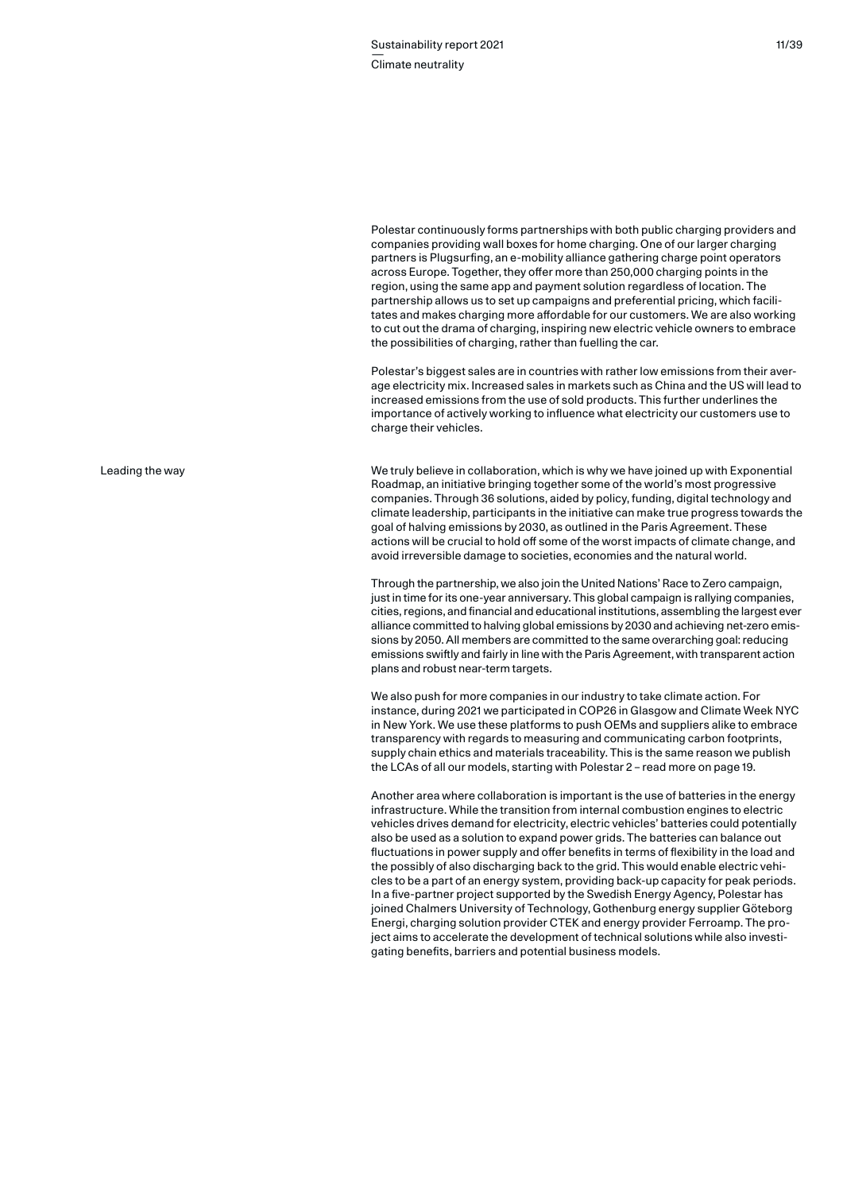Polestar continuously forms partnerships with both public charging providers and companies providing wall boxes for home charging. One of our larger charging partners is Plugsurfing, an e-mobility alliance gathering charge point operators across Europe. Together, they offer more than 250,000 charging points in the region, using the same app and payment solution regardless of location. The partnership allows us to set up campaigns and preferential pricing, which facilitates and makes charging more affordable for our customers. We are also working to cut out the drama of charging, inspiring new electric vehicle owners to embrace the possibilities of charging, rather than fuelling the car.

Polestar's biggest sales are in countries with rather low emissions from their average electricity mix. Increased sales in markets such as China and the US will lead to increased emissions from the use of sold products. This further underlines the importance of actively working to influence what electricity our customers use to charge their vehicles.

## Leading the way

We truly believe in collaboration, which is why we have joined up with Exponential Roadmap, an initiative bringing together some of the world's most progressive companies. Through 36 solutions, aided by policy, funding, digital technology and climate leadership, participants in the initiative can make true progress towards the goal of halving emissions by 2030, as outlined in the Paris Agreement. These actions will be crucial to hold off some of the worst impacts of climate change, and avoid irreversible damage to societies, economies and the natural world.

Through the partnership, we also join the United Nations' Race to Zero campaign, just in time for its one-year anniversary. This global campaign is rallying companies, cities, regions, and financial and educational institutions, assembling the largest ever alliance committed to halving global emissions by 2030 and achieving net-zero emissions by 2050. All members are committed to the same overarching goal: reducing emissions swiftly and fairly in line with the Paris Agreement, with transparent action plans and robust near-term targets.

We also push for more companies in our industry to take climate action. For instance, during 2021 we participated in COP26 in Glasgow and Climate Week NYC in New York. We use these platforms to push OEMs and suppliers alike to embrace transparency with regards to measuring and communicating carbon footprints, supply chain ethics and materials traceability. This is the same reason we publish the LCAs of all our models, starting with Polestar 2 – read more on page 19.

Another area where collaboration is important is the use of batteries in the energy infrastructure. While the transition from internal combustion engines to electric vehicles drives demand for electricity, electric vehicles' batteries could potentially also be used as a solution to expand power grids. The batteries can balance out fluctuations in power supply and offer benefits in terms of flexibility in the load and the possibly of also discharging back to the grid. This would enable electric vehicles to be a part of an energy system, providing back-up capacity for peak periods. In a five-partner project supported by the Swedish Energy Agency, Polestar has joined Chalmers University of Technology, Gothenburg energy supplier Göteborg Energi, charging solution provider CTEK and energy provider Ferroamp. The project aims to accelerate the development of technical solutions while also investigating benefits, barriers and potential business models.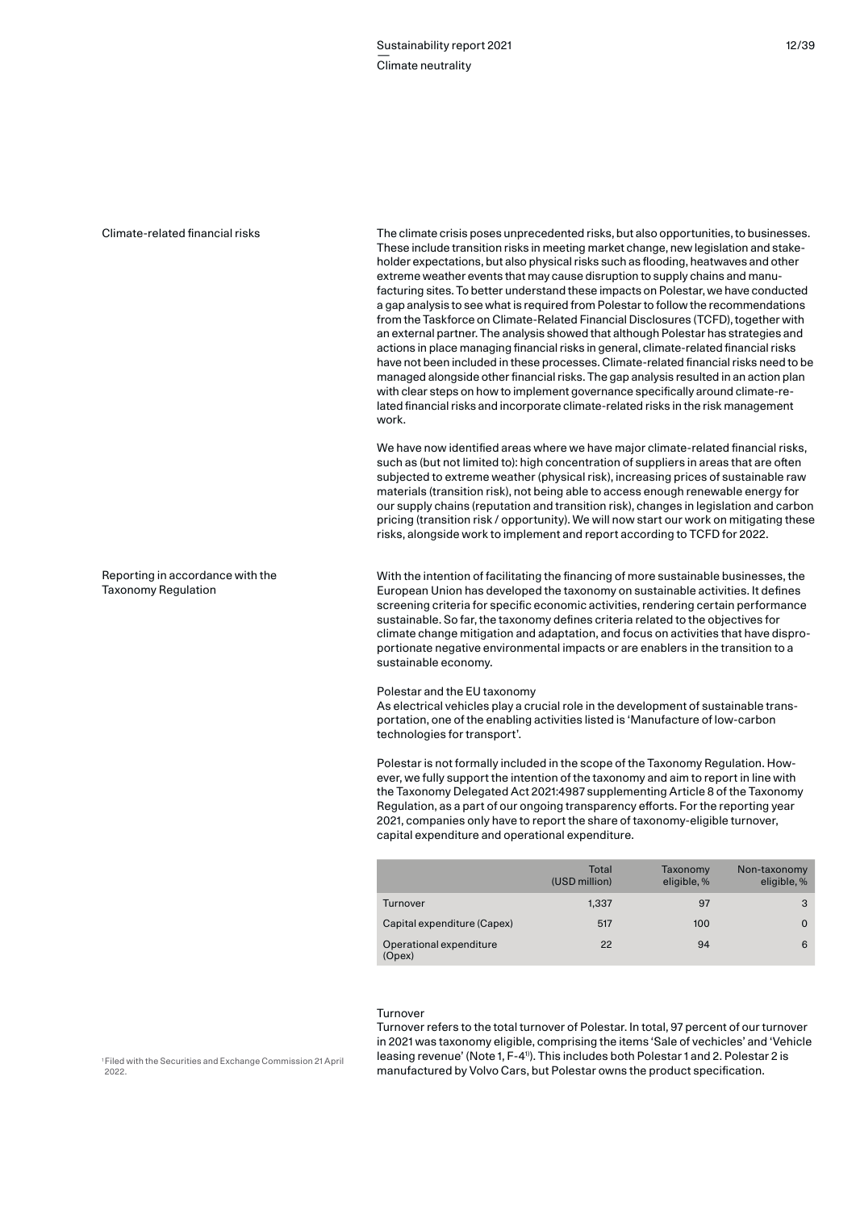## Climate-related financial risks

The climate crisis poses unprecedented risks, but also opportunities, to businesses. These include transition risks in meeting market change, new legislation and stakeholder expectations, but also physical risks such as flooding, heatwaves and other extreme weather events that may cause disruption to supply chains and manufacturing sites. To better understand these impacts on Polestar, we have conducted a gap analysis to see what is required from Polestar to follow the recommendations from the Taskforce on Climate-Related Financial Disclosures (TCFD), together with an external partner. The analysis showed that although Polestar has strategies and actions in place managing financial risks in general, climate-related financial risks have not been included in these processes. Climate-related financial risks need to be managed alongside other financial risks. The gap analysis resulted in an action plan with clear steps on how to implement governance specifically around climate-related financial risks and incorporate climate-related risks in the risk management work.

We have now identified areas where we have major climate-related financial risks, such as (but not limited to): high concentration of suppliers in areas that are often subjected to extreme weather (physical risk), increasing prices of sustainable raw materials (transition risk), not being able to access enough renewable energy for our supply chains (reputation and transition risk), changes in legislation and carbon pricing (transition risk / opportunity). We will now start our work on mitigating these risks, alongside work to implement and report according to TCFD for 2022.

## Reporting in accordance with the Taxonomy Regulation

With the intention of facilitating the financing of more sustainable businesses, the European Union has developed the taxonomy on sustainable activities. It defines screening criteria for specific economic activities, rendering certain performance sustainable. So far, the taxonomy defines criteria related to the objectives for climate change mitigation and adaptation, and focus on activities that have disproportionate negative environmental impacts or are enablers in the transition to a sustainable economy.

### Polestar and the EU taxonomy

As electrical vehicles play a crucial role in the development of sustainable transportation, one of the enabling activities listed is 'Manufacture of low-carbon technologies for transport'.

Polestar is not formally included in the scope of the Taxonomy Regulation. However, we fully support the intention of the taxonomy and aim to report in line with the Taxonomy Delegated Act 2021:4987 supplementing Article 8 of the Taxonomy Regulation, as a part of our ongoing transparency efforts. For the reporting year 2021, companies only have to report the share of taxonomy-eligible turnover, capital expenditure and operational expenditure.

| | Total (USD million) | Taxonomy eligible, % | Non-taxonomy eligible, % |
|---|---|---|---|
| Turnover | 1,337 | 97 | 3 |
| Capital expenditure (Capex) | 517 | 100 | 0 |
| Operational expenditure (Opex) | 22 | 94 | 6 |

### Turnover

Turnover refers to the total turnover of Polestar. In total, 97 percent of our turnover in 2021 was taxonomy eligible, comprising the items 'Sale of vechicles' and 'Vehicle leasing revenue' (Note 1, F-4[1]). This includes both Polestar 1 and 2. Polestar 2 is manufactured by Volvo Cars, but Polestar owns the product specification.

[1] Filed with the Securities and Exchange Commission 21 April 2022.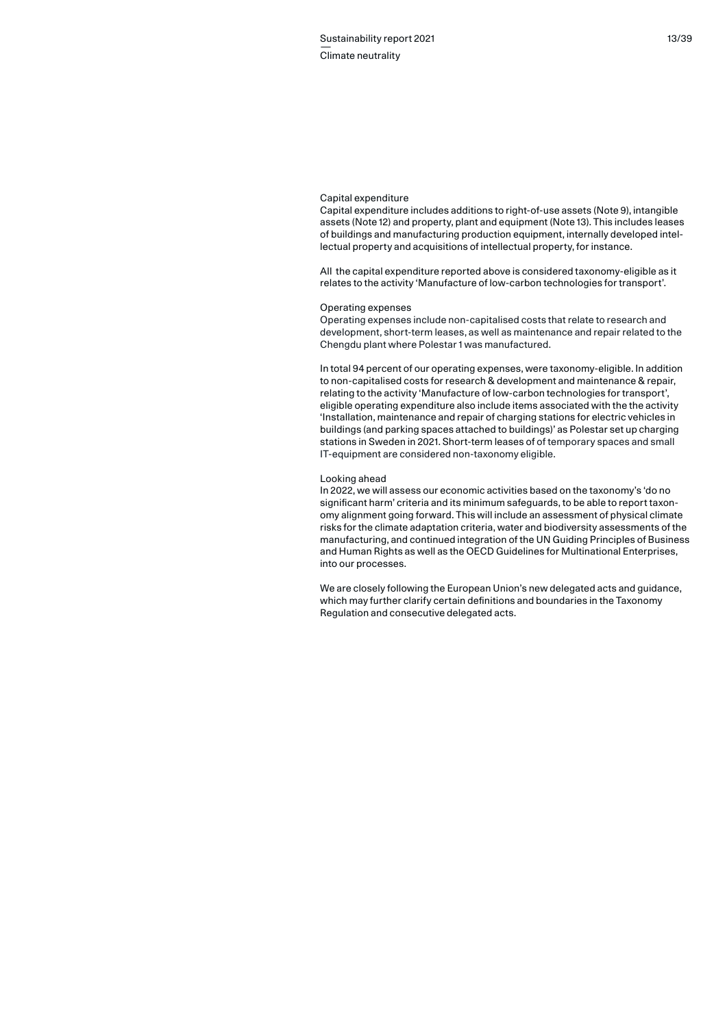### Capital expenditure

Capital expenditure includes additions to right-of-use assets (Note 9), intangible assets (Note 12) and property, plant and equipment (Note 13). This includes leases of buildings and manufacturing production equipment, internally developed intellectual property and acquisitions of intellectual property, for instance.

All the capital expenditure reported above is considered taxonomy-eligible as it relates to the activity 'Manufacture of low-carbon technologies for transport'.

### Operating expenses

Operating expenses include non-capitalised costs that relate to research and development, short-term leases, as well as maintenance and repair related to the Chengdu plant where Polestar 1 was manufactured.

In total 94 percent of our operating expenses, were taxonomy-eligible. In addition to non-capitalised costs for research & development and maintenance & repair, relating to the activity 'Manufacture of low-carbon technologies for transport', eligible operating expenditure also include items associated with the the activity 'Installation, maintenance and repair of charging stations for electric vehicles in buildings (and parking spaces attached to buildings)' as Polestar set up charging stations in Sweden in 2021. Short-term leases of of temporary spaces and small IT-equipment are considered non-taxonomy eligible.

### Looking ahead

In 2022, we will assess our economic activities based on the taxonomy's 'do no significant harm' criteria and its minimum safeguards, to be able to report taxonomy alignment going forward. This will include an assessment of physical climate risks for the climate adaptation criteria, water and biodiversity assessments of the manufacturing, and continued integration of the UN Guiding Principles of Business and Human Rights as well as the OECD Guidelines for Multinational Enterprises, into our processes.

We are closely following the European Union's new delegated acts and guidance, which may further clarify certain definitions and boundaries in the Taxonomy Regulation and consecutive delegated acts.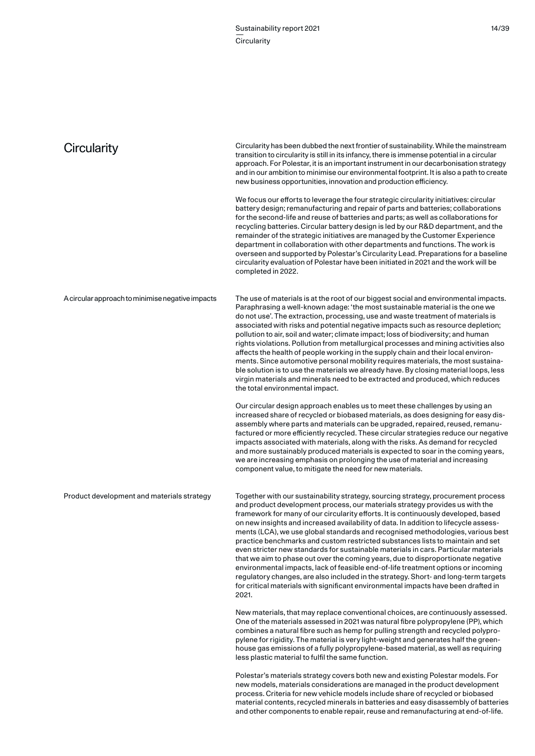# Circularity

Circularity has been dubbed the next frontier of sustainability. While the mainstream transition to circularity is still in its infancy, there is immense potential in a circular approach. For Polestar, it is an important instrument in our decarbonisation strategy and in our ambition to minimise our environmental footprint. It is also a path to create new business opportunities, innovation and production efficiency.

We focus our efforts to leverage the four strategic circularity initiatives: circular battery design; remanufacturing and repair of parts and batteries; collaborations for the second-life and reuse of batteries and parts; as well as collaborations for recycling batteries. Circular battery design is led by our R&D department, and the remainder of the strategic initiatives are managed by the Customer Experience department in collaboration with other departments and functions. The work is overseen and supported by Polestar's Circularity Lead. Preparations for a baseline circularity evaluation of Polestar have been initiated in 2021 and the work will be completed in 2022.

## A circular approach to minimise negative impacts

The use of materials is at the root of our biggest social and environmental impacts. Paraphrasing a well-known adage: 'the most sustainable material is the one we do not use'. The extraction, processing, use and waste treatment of materials is associated with risks and potential negative impacts such as resource depletion; pollution to air, soil and water; climate impact; loss of biodiversity; and human rights violations. Pollution from metallurgical processes and mining activities also affects the health of people working in the supply chain and their local environments. Since automotive personal mobility requires materials, the most sustainable solution is to use the materials we already have. By closing material loops, less virgin materials and minerals need to be extracted and produced, which reduces the total environmental impact.

Our circular design approach enables us to meet these challenges by using an increased share of recycled or biobased materials, as does designing for easy disassembly where parts and materials can be upgraded, repaired, reused, remanufactured or more efficiently recycled. These circular strategies reduce our negative impacts associated with materials, along with the risks. As demand for recycled and more sustainably produced materials is expected to soar in the coming years, we are increasing emphasis on prolonging the use of material and increasing component value, to mitigate the need for new materials.

## Product development and materials strategy

Together with our sustainability strategy, sourcing strategy, procurement process and product development process, our materials strategy provides us with the framework for many of our circularity efforts. It is continuously developed, based on new insights and increased availability of data. In addition to lifecycle assessments (LCA), we use global standards and recognised methodologies, various best practice benchmarks and custom restricted substances lists to maintain and set even stricter new standards for sustainable materials in cars. Particular materials that we aim to phase out over the coming years, due to disproportionate negative environmental impacts, lack of feasible end-of-life treatment options or incoming regulatory changes, are also included in the strategy. Short- and long-term targets for critical materials with significant environmental impacts have been drafted in 2021.

New materials, that may replace conventional choices, are continuously assessed. One of the materials assessed in 2021 was natural fibre polypropylene (PP), which combines a natural fibre such as hemp for pulling strength and recycled polypropylene for rigidity. The material is very light-weight and generates half the greenhouse gas emissions of a fully polypropylene-based material, as well as requiring less plastic material to fulfil the same function.

Polestar's materials strategy covers both new and existing Polestar models. For new models, materials considerations are managed in the product development process. Criteria for new vehicle models include share of recycled or biobased material contents, recycled minerals in batteries and easy disassembly of batteries and other components to enable repair, reuse and remanufacturing at end-of-life.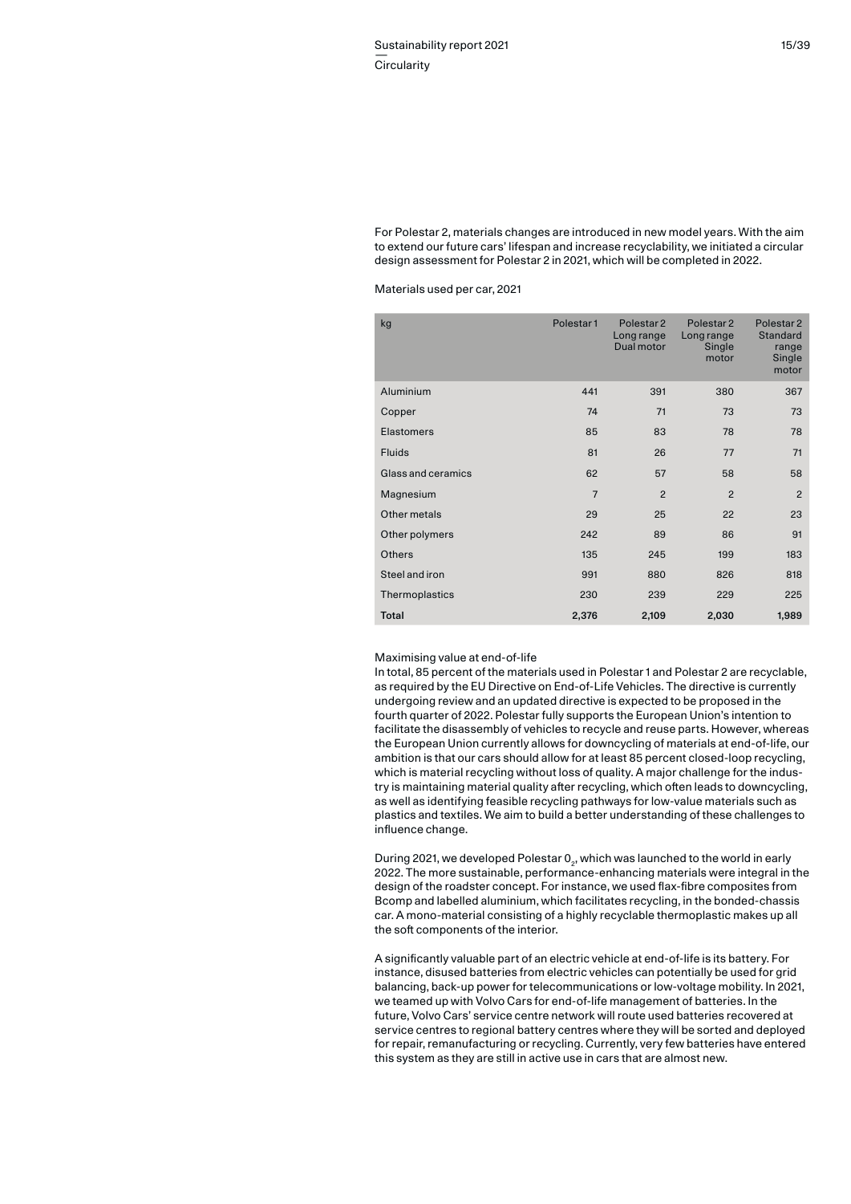For Polestar 2, materials changes are introduced in new model years. With the aim to extend our future cars' lifespan and increase recyclability, we initiated a circular design assessment for Polestar 2 in 2021, which will be completed in 2022.

Materials used per car, 2021

| kg | Polestar 1 | Polestar 2 Long range Dual motor | Polestar 2 Long range Single motor | Polestar 2 Standard range Single motor |
|---|---|---|---|---|
| Aluminium | 441 | 391 | 380 | 367 |
| Copper | 74 | 71 | 73 | 73 |
| Elastomers | 85 | 83 | 78 | 78 |
| Fluids | 81 | 26 | 77 | 71 |
| Glass and ceramics | 62 | 57 | 58 | 58 |
| Magnesium | 7 | 2 | 2 | 2 |
| Other metals | 29 | 25 | 22 | 23 |
| Other polymers | 242 | 89 | 86 | 91 |
| Others | 135 | 245 | 199 | 183 |
| Steel and iron | 991 | 880 | 826 | 818 |
| Thermoplastics | 230 | 239 | 229 | 225 |
| **Total** | **2,376** | **2,109** | **2,030** | **1,989** |

Maximising value at end-of-life

In total, 85 percent of the materials used in Polestar 1 and Polestar 2 are recyclable, as required by the EU Directive on End-of-Life Vehicles. The directive is currently undergoing review and an updated directive is expected to be proposed in the fourth quarter of 2022. Polestar fully supports the European Union's intention to facilitate the disassembly of vehicles to recycle and reuse parts. However, whereas the European Union currently allows for downcycling of materials at end-of-life, our ambition is that our cars should allow for at least 85 percent closed-loop recycling, which is material recycling without loss of quality. A major challenge for the industry is maintaining material quality after recycling, which often leads to downcycling, as well as identifying feasible recycling pathways for low-value materials such as plastics and textiles. We aim to build a better understanding of these challenges to influence change.

During 2021, we developed Polestar $0_2$, which was launched to the world in early 2022. The more sustainable, performance-enhancing materials were integral in the design of the roadster concept. For instance, we used flax-fibre composites from Bcomp and labelled aluminium, which facilitates recycling, in the bonded-chassis car. A mono-material consisting of a highly recyclable thermoplastic makes up all the soft components of the interior.

A significantly valuable part of an electric vehicle at end-of-life is its battery. For instance, disused batteries from electric vehicles can potentially be used for grid balancing, back-up power for telecommunications or low-voltage mobility. In 2021, we teamed up with Volvo Cars for end-of-life management of batteries. In the future, Volvo Cars' service centre network will route used batteries recovered at service centres to regional battery centres where they will be sorted and deployed for repair, remanufacturing or recycling. Currently, very few batteries have entered this system as they are still in active use in cars that are almost new.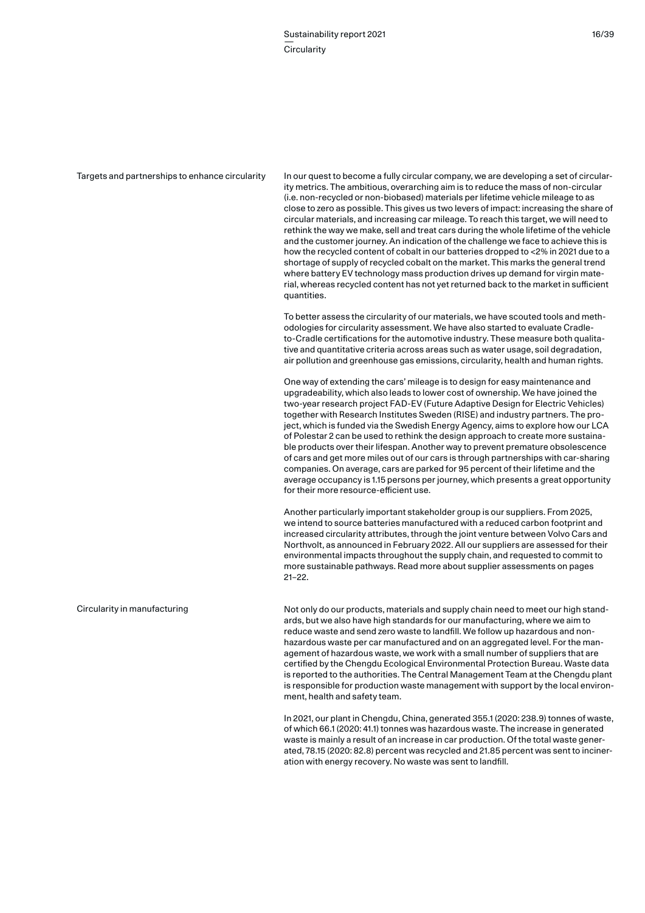## Targets and partnerships to enhance circularity

In our quest to become a fully circular company, we are developing a set of circularity metrics. The ambitious, overarching aim is to reduce the mass of non-circular (i.e. non-recycled or non-biobased) materials per lifetime vehicle mileage to as close to zero as possible. This gives us two levers of impact: increasing the share of circular materials, and increasing car mileage. To reach this target, we will need to rethink the way we make, sell and treat cars during the whole lifetime of the vehicle and the customer journey. An indication of the challenge we face to achieve this is how the recycled content of cobalt in our batteries dropped to <2% in 2021 due to a shortage of supply of recycled cobalt on the market. This marks the general trend where battery EV technology mass production drives up demand for virgin material, whereas recycled content has not yet returned back to the market in sufficient quantities.

To better assess the circularity of our materials, we have scouted tools and methodologies for circularity assessment. We have also started to evaluate Cradle-to-Cradle certifications for the automotive industry. These measure both qualitative and quantitative criteria across areas such as water usage, soil degradation, air pollution and greenhouse gas emissions, circularity, health and human rights.

One way of extending the cars' mileage is to design for easy maintenance and upgradeability, which also leads to lower cost of ownership. We have joined the two-year research project FAD-EV (Future Adaptive Design for Electric Vehicles) together with Research Institutes Sweden (RISE) and industry partners. The project, which is funded via the Swedish Energy Agency, aims to explore how our LCA of Polestar 2 can be used to rethink the design approach to create more sustainable products over their lifespan. Another way to prevent premature obsolescence of cars and get more miles out of our cars is through partnerships with car-sharing companies. On average, cars are parked for 95 percent of their lifetime and the average occupancy is 1.15 persons per journey, which presents a great opportunity for their more resource-efficient use.

Another particularly important stakeholder group is our suppliers. From 2025, we intend to source batteries manufactured with a reduced carbon footprint and increased circularity attributes, through the joint venture between Volvo Cars and Northvolt, as announced in February 2022. All our suppliers are assessed for their environmental impacts throughout the supply chain, and requested to commit to more sustainable pathways. Read more about supplier assessments on pages 21–22.

## Circularity in manufacturing

Not only do our products, materials and supply chain need to meet our high standards, but we also have high standards for our manufacturing, where we aim to reduce waste and send zero waste to landfill. We follow up hazardous and non-hazardous waste per car manufactured and on an aggregated level. For the management of hazardous waste, we work with a small number of suppliers that are certified by the Chengdu Ecological Environmental Protection Bureau. Waste data is reported to the authorities. The Central Management Team at the Chengdu plant is responsible for production waste management with support by the local environment, health and safety team.

In 2021, our plant in Chengdu, China, generated 355.1 (2020: 238.9) tonnes of waste, of which 66.1 (2020: 41.1) tonnes was hazardous waste. The increase in generated waste is mainly a result of an increase in car production. Of the total waste generated, 78.15 (2020: 82.8) percent was recycled and 21.85 percent was sent to incineration with energy recovery. No waste was sent to landfill.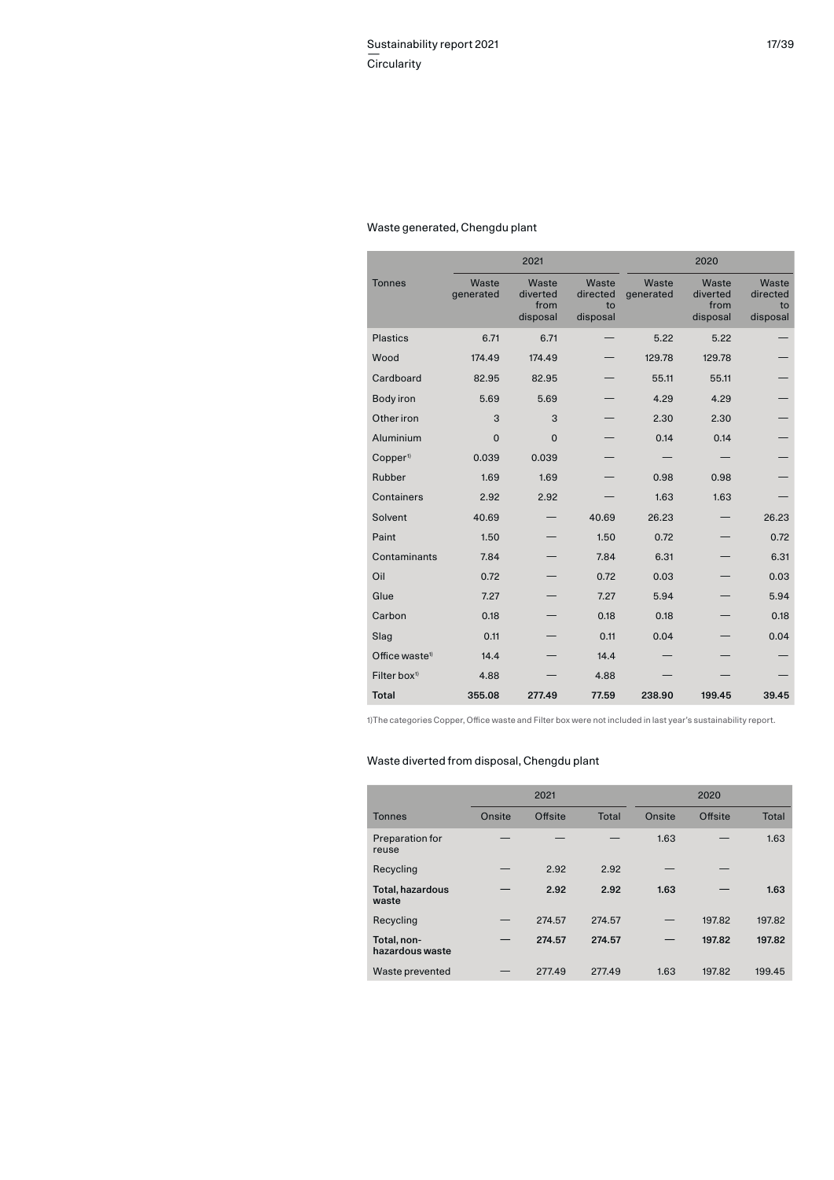## Waste generated, Chengdu plant

| Tonnes | 2021 | | | 2020 | | |
|---|---|---|---|---|---|---|
| | Waste generated | Waste diverted from disposal | Waste directed to disposal | Waste generated | Waste diverted from disposal | Waste directed to disposal |
| Plastics | 6.71 | 6.71 | — | 5.22 | 5.22 | — |
| Wood | 174.49 | 174.49 | — | 129.78 | 129.78 | — |
| Cardboard | 82.95 | 82.95 | — | 55.11 | 55.11 | — |
| Body iron | 5.69 | 5.69 | — | 4.29 | 4.29 | — |
| Other iron | 3 | 3 | — | 2.30 | 2.30 | — |
| Aluminium | 0 | 0 | — | 0.14 | 0.14 | — |
| Copper[1] | 0.039 | 0.039 | — | — | — | — |
| Rubber | 1.69 | 1.69 | — | 0.98 | 0.98 | — |
| Containers | 2.92 | 2.92 | — | 1.63 | 1.63 | — |
| Solvent | 40.69 | — | 40.69 | 26.23 | — | 26.23 |
| Paint | 1.50 | — | 1.50 | 0.72 | — | 0.72 |
| Contaminants | 7.84 | — | 7.84 | 6.31 | — | 6.31 |
| Oil | 0.72 | — | 0.72 | 0.03 | — | 0.03 |
| Glue | 7.27 | — | 7.27 | 5.94 | — | 5.94 |
| Carbon | 0.18 | — | 0.18 | 0.18 | — | 0.18 |
| Slag | 0.11 | — | 0.11 | 0.04 | — | 0.04 |
| Office waste[1] | 14.4 | — | 14.4 | — | — | — |
| Filter box[1] | 4.88 | — | 4.88 | — | — | — |
| **Total** | **355.08** | **277.49** | **77.59** | **238.90** | **199.45** | **39.45** |

1)The categories Copper, Office waste and Filter box were not included in last year's sustainability report.

## Waste diverted from disposal, Chengdu plant

| Tonnes | 2021 | | | 2020 | | |
|---|---|---|---|---|---|---|
| | Onsite | Offsite | Total | Onsite | Offsite | Total |
| Preparation for reuse | — | — | — | 1.63 | — | 1.63 |
| Recycling | — | 2.92 | 2.92 | — | — | |
| **Total, hazardous waste** | — | **2.92** | **2.92** | **1.63** | — | **1.63** |
| Recycling | — | 274.57 | 274.57 | — | 197.82 | 197.82 |
| **Total, non-hazardous waste** | — | **274.57** | **274.57** | — | **197.82** | **197.82** |
| Waste prevented | — | 277.49 | 277.49 | 1.63 | 197.82 | 199.45 |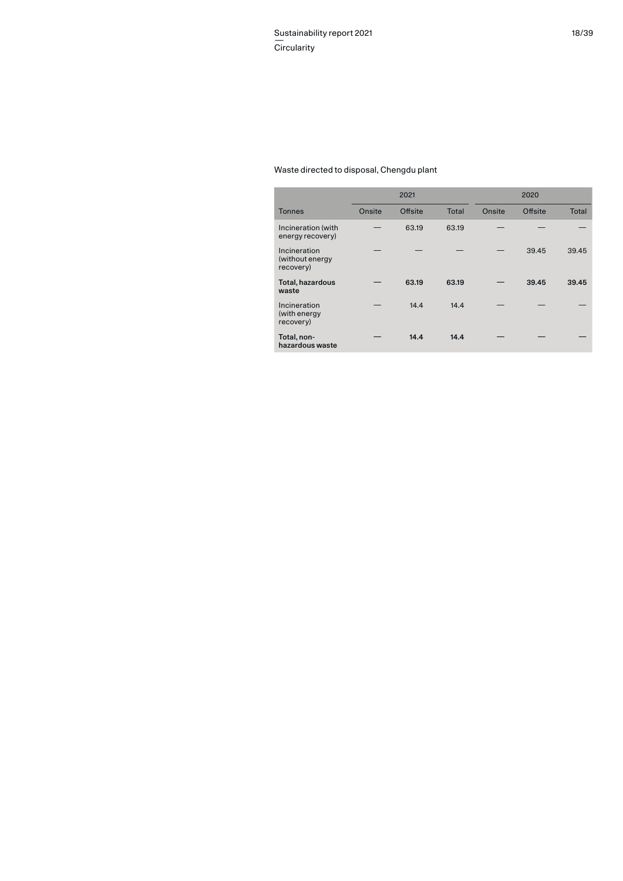Waste directed to disposal, Chengdu plant

| | 2021 | | | 2020 | | |
|---|---|---|---|---|---|---|
| Tonnes | Onsite | Offsite | Total | Onsite | Offsite | Total |
| Incineration (with energy recovery) | — | 63.19 | 63.19 | — | — | — |
| Incineration (without energy recovery) | — | — | — | — | 39.45 | 39.45 |
| **Total, hazardous waste** | — | **63.19** | **63.19** | — | **39.45** | **39.45** |
| Incineration (with energy recovery) | — | 14.4 | 14.4 | — | — | — |
| **Total, non-hazardous waste** | — | **14.4** | **14.4** | — | — | — |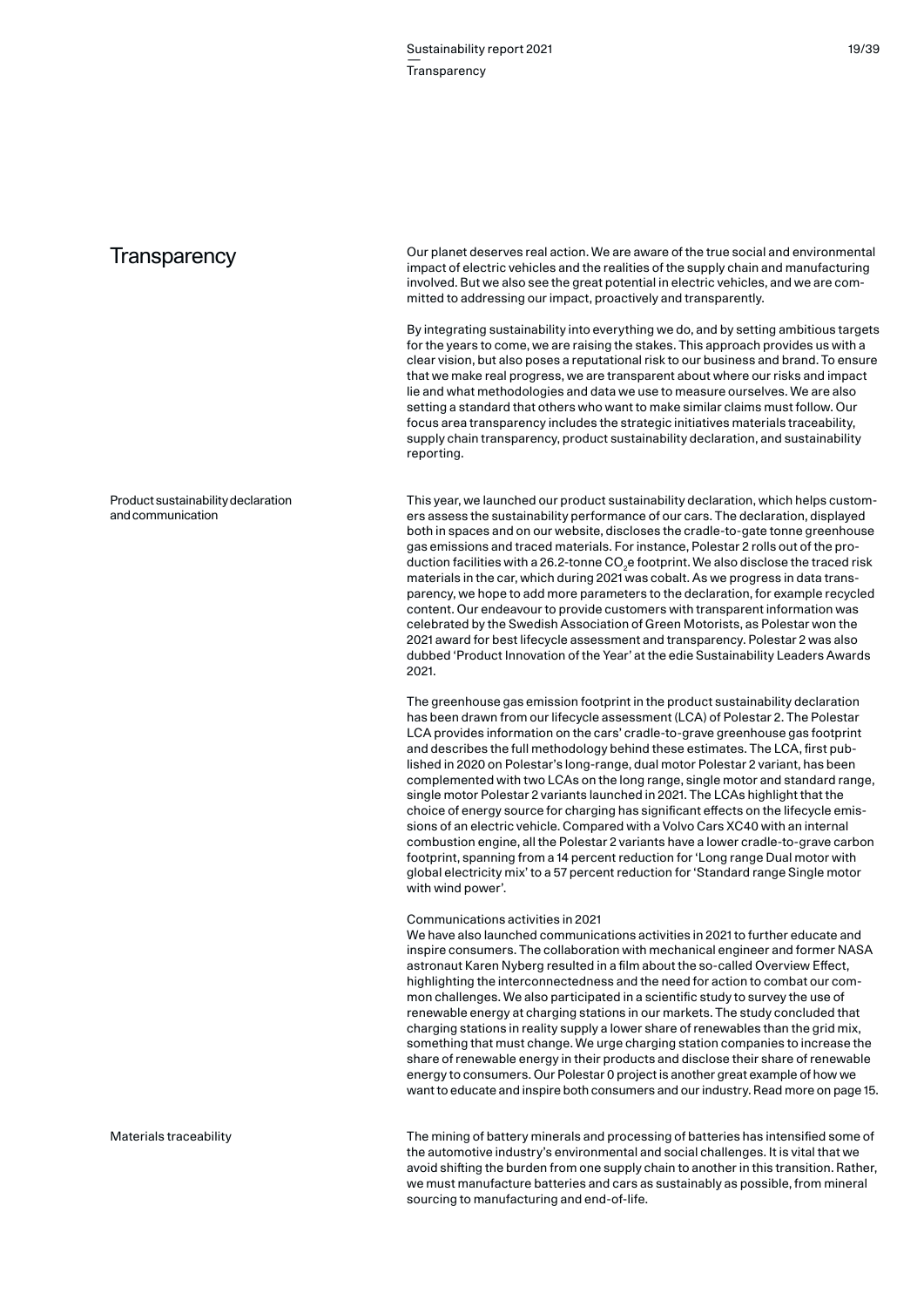# Transparency

Our planet deserves real action. We are aware of the true social and environmental impact of electric vehicles and the realities of the supply chain and manufacturing involved. But we also see the great potential in electric vehicles, and we are committed to addressing our impact, proactively and transparently.

By integrating sustainability into everything we do, and by setting ambitious targets for the years to come, we are raising the stakes. This approach provides us with a clear vision, but also poses a reputational risk to our business and brand. To ensure that we make real progress, we are transparent about where our risks and impact lie and what methodologies and data we use to measure ourselves. We are also setting a standard that others who want to make similar claims must follow. Our focus area transparency includes the strategic initiatives materials traceability, supply chain transparency, product sustainability declaration, and sustainability reporting.

## Product sustainability declaration and communication

This year, we launched our product sustainability declaration, which helps customers assess the sustainability performance of our cars. The declaration, displayed both in spaces and on our website, discloses the cradle-to-gate tonne greenhouse gas emissions and traced materials. For instance, Polestar 2 rolls out of the production facilities with a 26.2-tonne $CO_2e$ footprint. We also disclose the traced risk materials in the car, which during 2021 was cobalt. As we progress in data transparency, we hope to add more parameters to the declaration, for example recycled content. Our endeavour to provide customers with transparent information was celebrated by the Swedish Association of Green Motorists, as Polestar won the 2021 award for best lifecycle assessment and transparency. Polestar 2 was also dubbed 'Product Innovation of the Year' at the edie Sustainability Leaders Awards 2021.

The greenhouse gas emission footprint in the product sustainability declaration has been drawn from our lifecycle assessment (LCA) of Polestar 2. The Polestar LCA provides information on the cars' cradle-to-grave greenhouse gas footprint and describes the full methodology behind these estimates. The LCA, first published in 2020 on Polestar's long-range, dual motor Polestar 2 variant, has been complemented with two LCAs on the long range, single motor and standard range, single motor Polestar 2 variants launched in 2021. The LCAs highlight that the choice of energy source for charging has significant effects on the lifecycle emissions of an electric vehicle. Compared with a Volvo Cars XC40 with an internal combustion engine, all the Polestar 2 variants have a lower cradle-to-grave carbon footprint, spanning from a 14 percent reduction for 'Long range Dual motor with global electricity mix' to a 57 percent reduction for 'Standard range Single motor with wind power'.

### Communications activities in 2021

We have also launched communications activities in 2021 to further educate and inspire consumers. The collaboration with mechanical engineer and former NASA astronaut Karen Nyberg resulted in a film about the so-called Overview Effect, highlighting the interconnectedness and the need for action to combat our common challenges. We also participated in a scientific study to survey the use of renewable energy at charging stations in our markets. The study concluded that charging stations in reality supply a lower share of renewables than the grid mix, something that must change. We urge charging station companies to increase the share of renewable energy in their products and disclose their share of renewable energy to consumers. Our Polestar 0 project is another great example of how we want to educate and inspire both consumers and our industry. Read more on page 15.

## Materials traceability

The mining of battery minerals and processing of batteries has intensified some of the automotive industry's environmental and social challenges. It is vital that we avoid shifting the burden from one supply chain to another in this transition. Rather, we must manufacture batteries and cars as sustainably as possible, from mineral sourcing to manufacturing and end-of-life.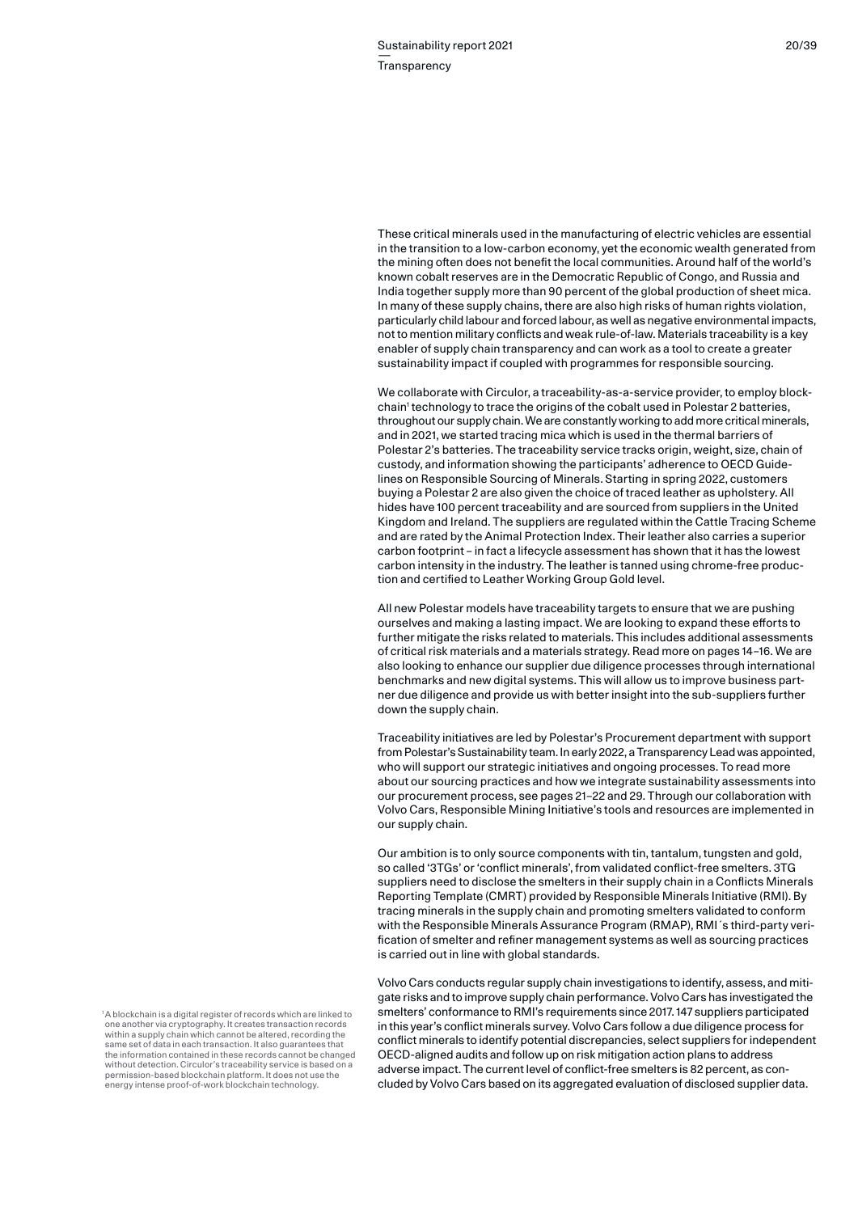These critical minerals used in the manufacturing of electric vehicles are essential in the transition to a low-carbon economy, yet the economic wealth generated from the mining often does not benefit the local communities. Around half of the world's known cobalt reserves are in the Democratic Republic of Congo, and Russia and India together supply more than 90 percent of the global production of sheet mica. In many of these supply chains, there are also high risks of human rights violation, particularly child labour and forced labour, as well as negative environmental impacts, not to mention military conflicts and weak rule-of-law. Materials traceability is a key enabler of supply chain transparency and can work as a tool to create a greater sustainability impact if coupled with programmes for responsible sourcing.

We collaborate with Circulor, a traceability-as-a-service provider, to employ blockchain[1] technology to trace the origins of the cobalt used in Polestar 2 batteries, throughout our supply chain. We are constantly working to add more critical minerals, and in 2021, we started tracing mica which is used in the thermal barriers of Polestar 2's batteries. The traceability service tracks origin, weight, size, chain of custody, and information showing the participants' adherence to OECD Guidelines on Responsible Sourcing of Minerals. Starting in spring 2022, customers buying a Polestar 2 are also given the choice of traced leather as upholstery. All hides have 100 percent traceability and are sourced from suppliers in the United Kingdom and Ireland. The suppliers are regulated within the Cattle Tracing Scheme and are rated by the Animal Protection Index. Their leather also carries a superior carbon footprint – in fact a lifecycle assessment has shown that it has the lowest carbon intensity in the industry. The leather is tanned using chrome-free production and certified to Leather Working Group Gold level.

All new Polestar models have traceability targets to ensure that we are pushing ourselves and making a lasting impact. We are looking to expand these efforts to further mitigate the risks related to materials. This includes additional assessments of critical risk materials and a materials strategy. Read more on pages 14–16. We are also looking to enhance our supplier due diligence processes through international benchmarks and new digital systems. This will allow us to improve business partner due diligence and provide us with better insight into the sub-suppliers further down the supply chain.

Traceability initiatives are led by Polestar's Procurement department with support from Polestar's Sustainability team. In early 2022, a Transparency Lead was appointed, who will support our strategic initiatives and ongoing processes. To read more about our sourcing practices and how we integrate sustainability assessments into our procurement process, see pages 21–22 and 29. Through our collaboration with Volvo Cars, Responsible Mining Initiative's tools and resources are implemented in our supply chain.

Our ambition is to only source components with tin, tantalum, tungsten and gold, so called '3TGs' or 'conflict minerals', from validated conflict-free smelters. 3TG suppliers need to disclose the smelters in their supply chain in a Conflicts Minerals Reporting Template (CMRT) provided by Responsible Minerals Initiative (RMI). By tracing minerals in the supply chain and promoting smelters validated to conform with the Responsible Minerals Assurance Program (RMAP), RMI´s third-party verification of smelter and refiner management systems as well as sourcing practices is carried out in line with global standards.

Volvo Cars conducts regular supply chain investigations to identify, assess, and mitigate risks and to improve supply chain performance. Volvo Cars has investigated the smelters' conformance to RMI's requirements since 2017. 147 suppliers participated in this year's conflict minerals survey. Volvo Cars follow a due diligence process for conflict minerals to identify potential discrepancies, select suppliers for independent OECD-aligned audits and follow up on risk mitigation action plans to address adverse impact. The current level of conflict-free smelters is 82 percent, as concluded by Volvo Cars based on its aggregated evaluation of disclosed supplier data.

[1] A blockchain is a digital register of records which are linked to one another via cryptography. It creates transaction records within a supply chain which cannot be altered, recording the same set of data in each transaction. It also guarantees that the information contained in these records cannot be changed without detection. Circulor's traceability service is based on a permission-based blockchain platform. It does not use the energy intense proof-of-work blockchain technology.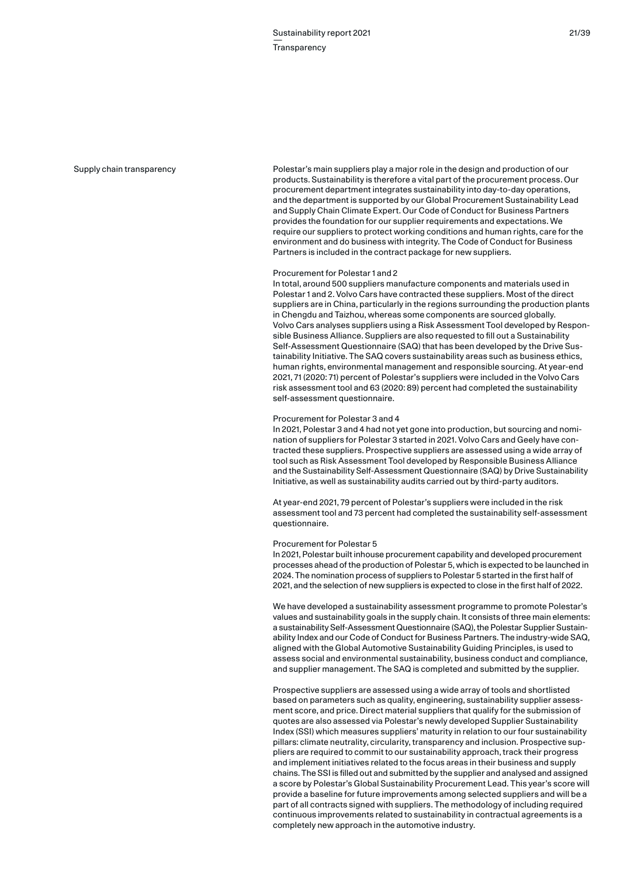## Supply chain transparency

Polestar's main suppliers play a major role in the design and production of our products. Sustainability is therefore a vital part of the procurement process. Our procurement department integrates sustainability into day-to-day operations, and the department is supported by our Global Procurement Sustainability Lead and Supply Chain Climate Expert. Our Code of Conduct for Business Partners provides the foundation for our supplier requirements and expectations. We require our suppliers to protect working conditions and human rights, care for the environment and do business with integrity. The Code of Conduct for Business Partners is included in the contract package for new suppliers.

### Procurement for Polestar 1 and 2

In total, around 500 suppliers manufacture components and materials used in Polestar 1 and 2. Volvo Cars have contracted these suppliers. Most of the direct suppliers are in China, particularly in the regions surrounding the production plants in Chengdu and Taizhou, whereas some components are sourced globally. Volvo Cars analyses suppliers using a Risk Assessment Tool developed by Responsible Business Alliance. Suppliers are also requested to fill out a Sustainability Self-Assessment Questionnaire (SAQ) that has been developed by the Drive Sustainability Initiative. The SAQ covers sustainability areas such as business ethics, human rights, environmental management and responsible sourcing. At year-end 2021, 71 (2020: 71) percent of Polestar's suppliers were included in the Volvo Cars risk assessment tool and 63 (2020: 89) percent had completed the sustainability self-assessment questionnaire.

### Procurement for Polestar 3 and 4

In 2021, Polestar 3 and 4 had not yet gone into production, but sourcing and nomination of suppliers for Polestar 3 started in 2021. Volvo Cars and Geely have contracted these suppliers. Prospective suppliers are assessed using a wide array of tool such as Risk Assessment Tool developed by Responsible Business Alliance and the Sustainability Self-Assessment Questionnaire (SAQ) by Drive Sustainability Initiative, as well as sustainability audits carried out by third-party auditors.

At year-end 2021, 79 percent of Polestar's suppliers were included in the risk assessment tool and 73 percent had completed the sustainability self-assessment questionnaire.

### Procurement for Polestar 5

In 2021, Polestar built inhouse procurement capability and developed procurement processes ahead of the production of Polestar 5, which is expected to be launched in 2024. The nomination process of suppliers to Polestar 5 started in the first half of 2021, and the selection of new suppliers is expected to close in the first half of 2022.

We have developed a sustainability assessment programme to promote Polestar's values and sustainability goals in the supply chain. It consists of three main elements: a sustainability Self-Assessment Questionnaire (SAQ), the Polestar Supplier Sustainability Index and our Code of Conduct for Business Partners. The industry-wide SAQ, aligned with the Global Automotive Sustainability Guiding Principles, is used to assess social and environmental sustainability, business conduct and compliance, and supplier management. The SAQ is completed and submitted by the supplier.

Prospective suppliers are assessed using a wide array of tools and shortlisted based on parameters such as quality, engineering, sustainability supplier assessment score, and price. Direct material suppliers that qualify for the submission of quotes are also assessed via Polestar's newly developed Supplier Sustainability Index (SSI) which measures suppliers' maturity in relation to our four sustainability pillars: climate neutrality, circularity, transparency and inclusion. Prospective suppliers are required to commit to our sustainability approach, track their progress and implement initiatives related to the focus areas in their business and supply chains. The SSI is filled out and submitted by the supplier and analysed and assigned a score by Polestar's Global Sustainability Procurement Lead. This year's score will provide a baseline for future improvements among selected suppliers and will be a part of all contracts signed with suppliers. The methodology of including required continuous improvements related to sustainability in contractual agreements is a completely new approach in the automotive industry.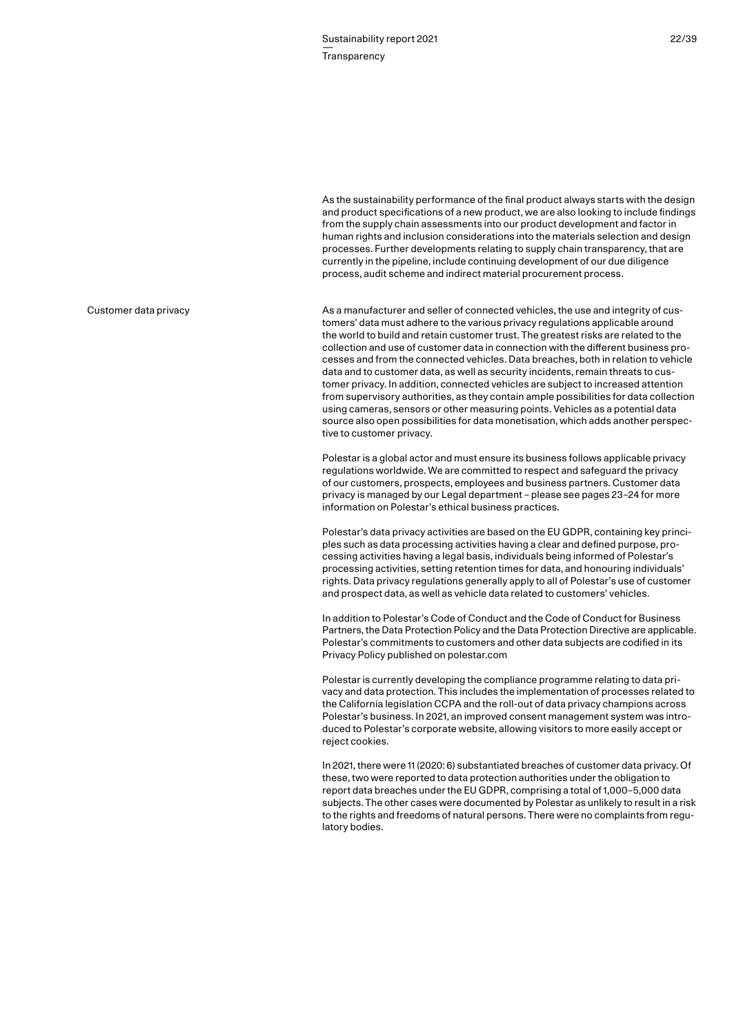As the sustainability performance of the final product always starts with the design and product specifications of a new product, we are also looking to include findings from the supply chain assessments into our product development and factor in human rights and inclusion considerations into the materials selection and design processes. Further developments relating to supply chain transparency, that are currently in the pipeline, include continuing development of our due diligence process, audit scheme and indirect material procurement process.

## Customer data privacy

As a manufacturer and seller of connected vehicles, the use and integrity of customers' data must adhere to the various privacy regulations applicable around the world to build and retain customer trust. The greatest risks are related to the collection and use of customer data in connection with the different business processes and from the connected vehicles. Data breaches, both in relation to vehicle data and to customer data, as well as security incidents, remain threats to customer privacy. In addition, connected vehicles are subject to increased attention from supervisory authorities, as they contain ample possibilities for data collection using cameras, sensors or other measuring points. Vehicles as a potential data source also open possibilities for data monetisation, which adds another perspective to customer privacy.

Polestar is a global actor and must ensure its business follows applicable privacy regulations worldwide. We are committed to respect and safeguard the privacy of our customers, prospects, employees and business partners. Customer data privacy is managed by our Legal department – please see pages 23–24 for more information on Polestar's ethical business practices.

Polestar's data privacy activities are based on the EU GDPR, containing key principles such as data processing activities having a clear and defined purpose, processing activities having a legal basis, individuals being informed of Polestar's processing activities, setting retention times for data, and honouring individuals' rights. Data privacy regulations generally apply to all of Polestar's use of customer and prospect data, as well as vehicle data related to customers' vehicles.

In addition to Polestar's Code of Conduct and the Code of Conduct for Business Partners, the Data Protection Policy and the Data Protection Directive are applicable. Polestar's commitments to customers and other data subjects are codified in its Privacy Policy published on polestar.com

Polestar is currently developing the compliance programme relating to data privacy and data protection. This includes the implementation of processes related to the California legislation CCPA and the roll-out of data privacy champions across Polestar's business. In 2021, an improved consent management system was introduced to Polestar's corporate website, allowing visitors to more easily accept or reject cookies.

In 2021, there were 11 (2020: 6) substantiated breaches of customer data privacy. Of these, two were reported to data protection authorities under the obligation to report data breaches under the EU GDPR, comprising a total of 1,000–5,000 data subjects. The other cases were documented by Polestar as unlikely to result in a risk to the rights and freedoms of natural persons. There were no complaints from regulatory bodies.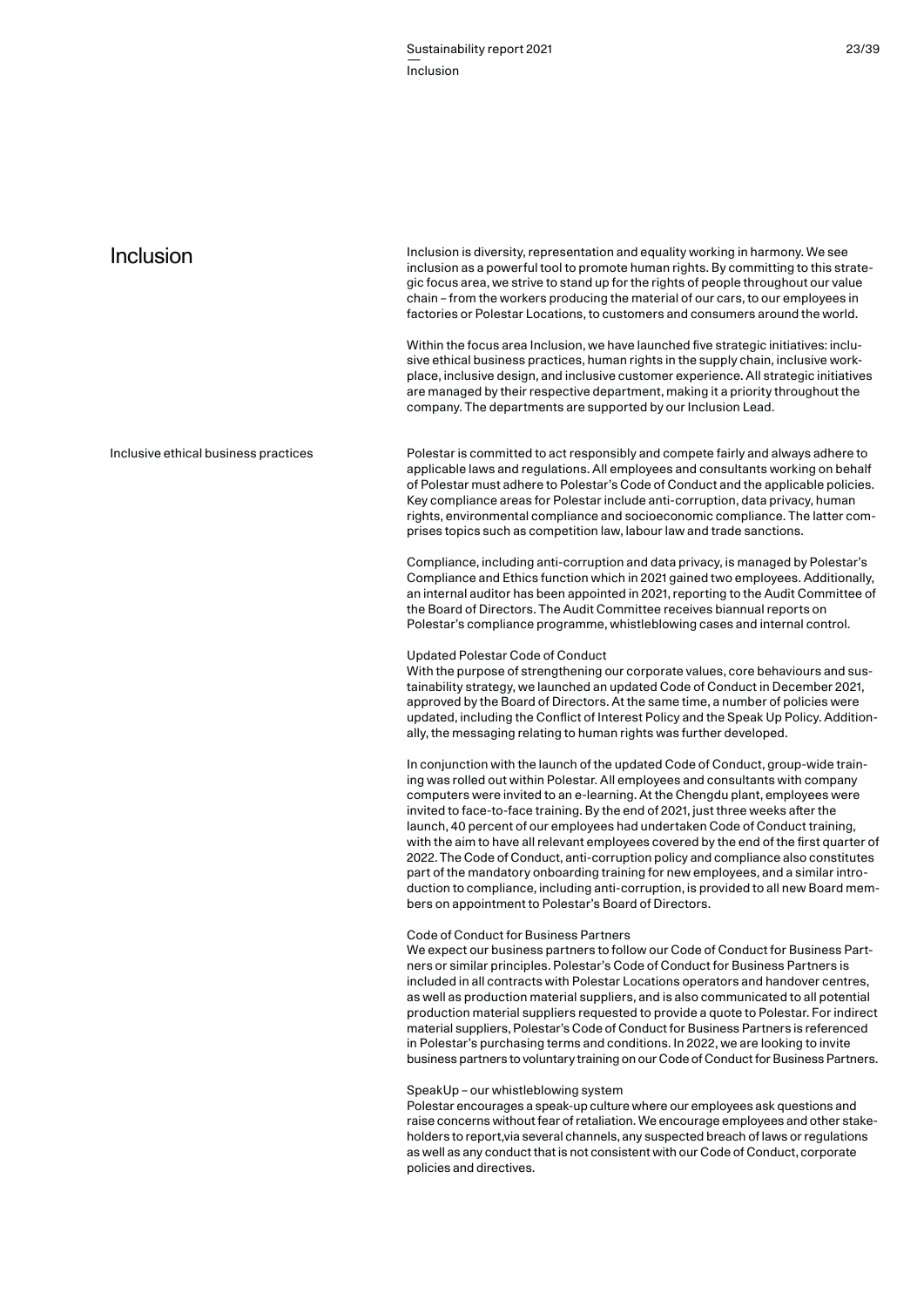# Inclusion

Inclusion is diversity, representation and equality working in harmony. We see inclusion as a powerful tool to promote human rights. By committing to this strategic focus area, we strive to stand up for the rights of people throughout our value chain – from the workers producing the material of our cars, to our employees in factories or Polestar Locations, to customers and consumers around the world.

Within the focus area Inclusion, we have launched five strategic initiatives: inclusive ethical business practices, human rights in the supply chain, inclusive workplace, inclusive design, and inclusive customer experience. All strategic initiatives are managed by their respective department, making it a priority throughout the company. The departments are supported by our Inclusion Lead.

## Inclusive ethical business practices

Polestar is committed to act responsibly and compete fairly and always adhere to applicable laws and regulations. All employees and consultants working on behalf of Polestar must adhere to Polestar's Code of Conduct and the applicable policies. Key compliance areas for Polestar include anti-corruption, data privacy, human rights, environmental compliance and socioeconomic compliance. The latter comprises topics such as competition law, labour law and trade sanctions.

Compliance, including anti-corruption and data privacy, is managed by Polestar's Compliance and Ethics function which in 2021 gained two employees. Additionally, an internal auditor has been appointed in 2021, reporting to the Audit Committee of the Board of Directors. The Audit Committee receives biannual reports on Polestar's compliance programme, whistleblowing cases and internal control.

### Updated Polestar Code of Conduct

With the purpose of strengthening our corporate values, core behaviours and sustainability strategy, we launched an updated Code of Conduct in December 2021, approved by the Board of Directors. At the same time, a number of policies were updated, including the Conflict of Interest Policy and the Speak Up Policy. Additionally, the messaging relating to human rights was further developed.

In conjunction with the launch of the updated Code of Conduct, group-wide training was rolled out within Polestar. All employees and consultants with company computers were invited to an e-learning. At the Chengdu plant, employees were invited to face-to-face training. By the end of 2021, just three weeks after the launch, 40 percent of our employees had undertaken Code of Conduct training, with the aim to have all relevant employees covered by the end of the first quarter of 2022. The Code of Conduct, anti-corruption policy and compliance also constitutes part of the mandatory onboarding training for new employees, and a similar introduction to compliance, including anti-corruption, is provided to all new Board members on appointment to Polestar's Board of Directors.

### Code of Conduct for Business Partners

We expect our business partners to follow our Code of Conduct for Business Partners or similar principles. Polestar's Code of Conduct for Business Partners is included in all contracts with Polestar Locations operators and handover centres, as well as production material suppliers, and is also communicated to all potential production material suppliers requested to provide a quote to Polestar. For indirect material suppliers, Polestar's Code of Conduct for Business Partners is referenced in Polestar's purchasing terms and conditions. In 2022, we are looking to invite business partners to voluntary training on our Code of Conduct for Business Partners.

### SpeakUp – our whistleblowing system

Polestar encourages a speak-up culture where our employees ask questions and raise concerns without fear of retaliation. We encourage employees and other stakeholders to report,via several channels, any suspected breach of laws or regulations as well as any conduct that is not consistent with our Code of Conduct, corporate policies and directives.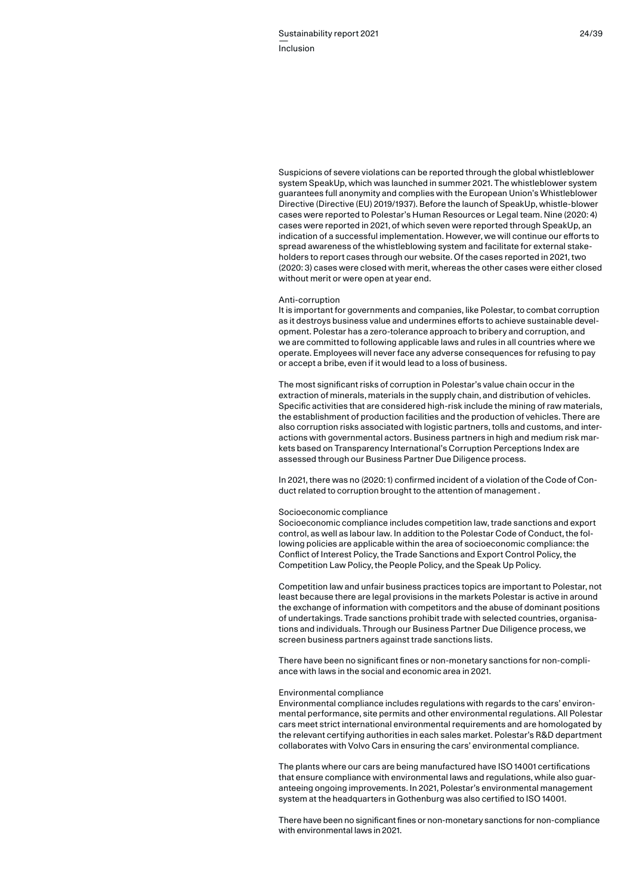Suspicions of severe violations can be reported through the global whistleblower system SpeakUp, which was launched in summer 2021. The whistleblower system guarantees full anonymity and complies with the European Union's Whistleblower Directive (Directive (EU) 2019/1937). Before the launch of SpeakUp, whistle-blower cases were reported to Polestar's Human Resources or Legal team. Nine (2020: 4) cases were reported in 2021, of which seven were reported through SpeakUp, an indication of a successful implementation. However, we will continue our efforts to spread awareness of the whistleblowing system and facilitate for external stakeholders to report cases through our website. Of the cases reported in 2021, two (2020: 3) cases were closed with merit, whereas the other cases were either closed without merit or were open at year end.

### Anti-corruption

It is important for governments and companies, like Polestar, to combat corruption as it destroys business value and undermines efforts to achieve sustainable development. Polestar has a zero-tolerance approach to bribery and corruption, and we are committed to following applicable laws and rules in all countries where we operate. Employees will never face any adverse consequences for refusing to pay or accept a bribe, even if it would lead to a loss of business.

The most significant risks of corruption in Polestar's value chain occur in the extraction of minerals, materials in the supply chain, and distribution of vehicles. Specific activities that are considered high-risk include the mining of raw materials, the establishment of production facilities and the production of vehicles. There are also corruption risks associated with logistic partners, tolls and customs, and interactions with governmental actors. Business partners in high and medium risk markets based on Transparency International's Corruption Perceptions Index are assessed through our Business Partner Due Diligence process.

In 2021, there was no (2020: 1) confirmed incident of a violation of the Code of Conduct related to corruption brought to the attention of management .

### Socioeconomic compliance

Socioeconomic compliance includes competition law, trade sanctions and export control, as well as labour law. In addition to the Polestar Code of Conduct, the following policies are applicable within the area of socioeconomic compliance: the Conflict of Interest Policy, the Trade Sanctions and Export Control Policy, the Competition Law Policy, the People Policy, and the Speak Up Policy.

Competition law and unfair business practices topics are important to Polestar, not least because there are legal provisions in the markets Polestar is active in around the exchange of information with competitors and the abuse of dominant positions of undertakings. Trade sanctions prohibit trade with selected countries, organisations and individuals. Through our Business Partner Due Diligence process, we screen business partners against trade sanctions lists.

There have been no significant fines or non-monetary sanctions for non-compliance with laws in the social and economic area in 2021.

### Environmental compliance

Environmental compliance includes regulations with regards to the cars' environmental performance, site permits and other environmental regulations. All Polestar cars meet strict international environmental requirements and are homologated by the relevant certifying authorities in each sales market. Polestar's R&D department collaborates with Volvo Cars in ensuring the cars' environmental compliance.

The plants where our cars are being manufactured have ISO 14001 certifications that ensure compliance with environmental laws and regulations, while also guaranteeing ongoing improvements. In 2021, Polestar's environmental management system at the headquarters in Gothenburg was also certified to ISO 14001.

There have been no significant fines or non-monetary sanctions for non-compliance with environmental laws in 2021.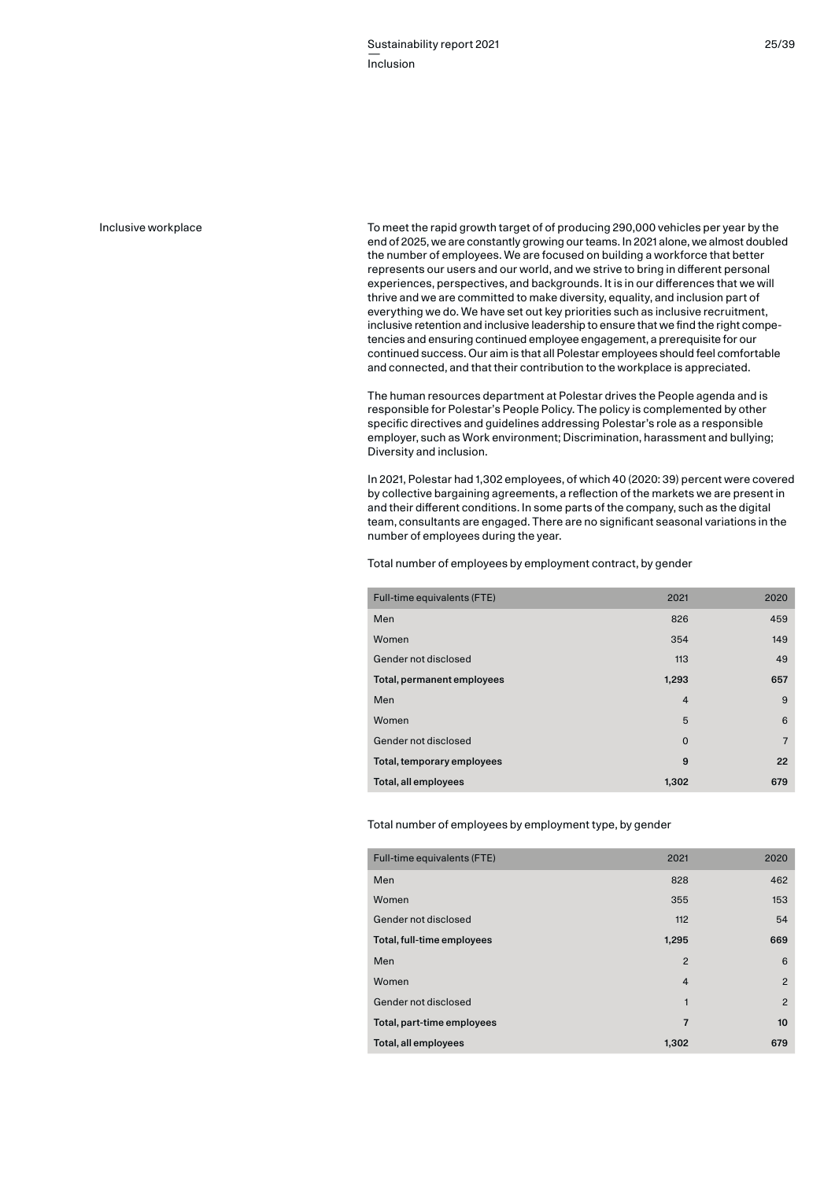## Inclusive workplace

To meet the rapid growth target of of producing 290,000 vehicles per year by the end of 2025, we are constantly growing our teams. In 2021 alone, we almost doubled the number of employees. We are focused on building a workforce that better represents our users and our world, and we strive to bring in different personal experiences, perspectives, and backgrounds. It is in our differences that we will thrive and we are committed to make diversity, equality, and inclusion part of everything we do. We have set out key priorities such as inclusive recruitment, inclusive retention and inclusive leadership to ensure that we find the right competencies and ensuring continued employee engagement, a prerequisite for our continued success. Our aim is that all Polestar employees should feel comfortable and connected, and that their contribution to the workplace is appreciated.

The human resources department at Polestar drives the People agenda and is responsible for Polestar's People Policy. The policy is complemented by other specific directives and guidelines addressing Polestar's role as a responsible employer, such as Work environment; Discrimination, harassment and bullying; Diversity and inclusion.

In 2021, Polestar had 1,302 employees, of which 40 (2020: 39) percent were covered by collective bargaining agreements, a reflection of the markets we are present in and their different conditions. In some parts of the company, such as the digital team, consultants are engaged. There are no significant seasonal variations in the number of employees during the year.

Total number of employees by employment contract, by gender

| Full-time equivalents (FTE) | 2021 | 2020 |
|---|---|---|
| Men | 826 | 459 |
| Women | 354 | 149 |
| Gender not disclosed | 113 | 49 |
| **Total, permanent employees** | **1,293** | **657** |
| Men | 4 | 9 |
| Women | 5 | 6 |
| Gender not disclosed | 0 | 7 |
| **Total, temporary employees** | **9** | **22** |
| **Total, all employees** | **1,302** | **679** |

Total number of employees by employment type, by gender

| Full-time equivalents (FTE) | 2021 | 2020 |
|---|---|---|
| Men | 828 | 462 |
| Women | 355 | 153 |
| Gender not disclosed | 112 | 54 |
| **Total, full-time employees** | **1,295** | **669** |
| Men | 2 | 6 |
| Women | 4 | 2 |
| Gender not disclosed | 1 | 2 |
| **Total, part-time employees** | **7** | **10** |
| **Total, all employees** | **1,302** | **679** |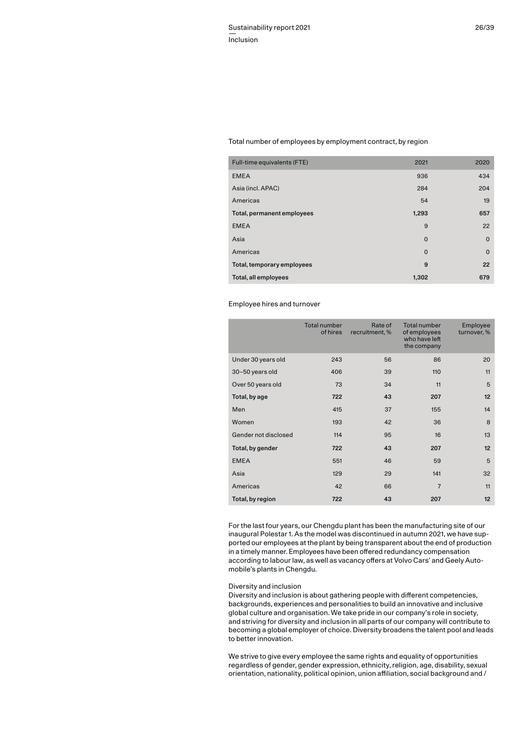Total number of employees by employment contract, by region

| Full-time equivalents (FTE) | 2021 | 2020 |
|---|---|---|
| EMEA | 936 | 434 |
| Asia (incl. APAC) | 284 | 204 |
| Americas | 54 | 19 |
| **Total, permanent employees** | **1,293** | **657** |
| EMEA | 9 | 22 |
| Asia | 0 | 0 |
| Americas | 0 | 0 |
| **Total, temporary employees** | **9** | **22** |
| **Total, all employees** | **1,302** | **679** |

Employee hires and turnover

| | Total number of hires | Rate of recruitment, % | Total number of employees who have left the company | Employee turnover, % |
|---|---|---|---|---|
| Under 30 years old | 243 | 56 | 86 | 20 |
| 30–50 years old | 406 | 39 | 110 | 11 |
| Over 50 years old | 73 | 34 | 11 | 5 |
| **Total, by age** | **722** | **43** | **207** | **12** |
| Men | 415 | 37 | 155 | 14 |
| Women | 193 | 42 | 36 | 8 |
| Gender not disclosed | 114 | 95 | 16 | 13 |
| **Total, by gender** | **722** | **43** | **207** | **12** |
| EMEA | 551 | 46 | 59 | 5 |
| Asia | 129 | 29 | 141 | 32 |
| Americas | 42 | 66 | 7 | 11 |
| **Total, by region** | **722** | **43** | **207** | **12** |

For the last four years, our Chengdu plant has been the manufacturing site of our inaugural Polestar 1. As the model was discontinued in autumn 2021, we have supported our employees at the plant by being transparent about the end of production in a timely manner. Employees have been offered redundancy compensation according to labour law, as well as vacancy offers at Volvo Cars' and Geely Automobile's plants in Chengdu.

Diversity and inclusion

Diversity and inclusion is about gathering people with different competencies, backgrounds, experiences and personalities to build an innovative and inclusive global culture and organisation. We take pride in our company's role in society, and striving for diversity and inclusion in all parts of our company will contribute to becoming a global employer of choice. Diversity broadens the talent pool and leads to better innovation.

We strive to give every employee the same rights and equality of opportunities regardless of gender, gender expression, ethnicity, religion, age, disability, sexual orientation, nationality, political opinion, union affiliation, social background and /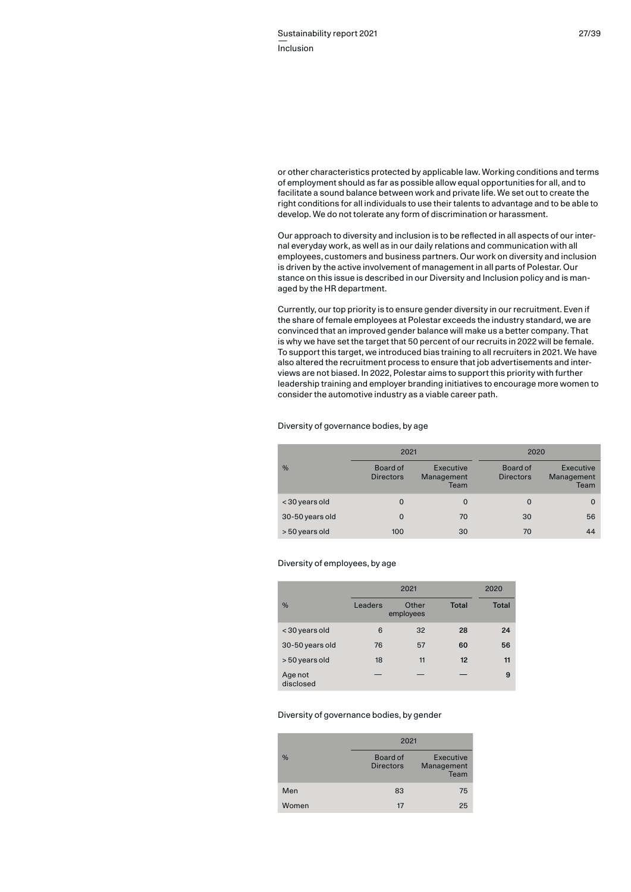or other characteristics protected by applicable law. Working conditions and terms of employment should as far as possible allow equal opportunities for all, and to facilitate a sound balance between work and private life. We set out to create the right conditions for all individuals to use their talents to advantage and to be able to develop. We do not tolerate any form of discrimination or harassment.

Our approach to diversity and inclusion is to be reflected in all aspects of our internal everyday work, as well as in our daily relations and communication with all employees, customers and business partners. Our work on diversity and inclusion is driven by the active involvement of management in all parts of Polestar. Our stance on this issue is described in our Diversity and Inclusion policy and is managed by the HR department.

Currently, our top priority is to ensure gender diversity in our recruitment. Even if the share of female employees at Polestar exceeds the industry standard, we are convinced that an improved gender balance will make us a better company. That is why we have set the target that 50 percent of our recruits in 2022 will be female. To support this target, we introduced bias training to all recruiters in 2021. We have also altered the recruitment process to ensure that job advertisements and interviews are not biased. In 2022, Polestar aims to support this priority with further leadership training and employer branding initiatives to encourage more women to consider the automotive industry as a viable career path.

Diversity of governance bodies, by age

| % | 2021 | | 2020 | |
|---|---|---|---|---|
| | Board of Directors | Executive Management Team | Board of Directors | Executive Management Team |
| < 30 years old | 0 | 0 | 0 | 0 |
| 30-50 years old | 0 | 70 | 30 | 56 |
| > 50 years old | 100 | 30 | 70 | 44 |

Diversity of employees, by age

| % | 2021 | | | 2020 |
|---|---|---|---|---|
| | Leaders | Other employees | Total | Total |
| < 30 years old | 6 | 32 | **28** | **24** |
| 30-50 years old | 76 | 57 | **60** | **56** |
| > 50 years old | 18 | 11 | **12** | **11** |
| Age not disclosed | — | — | — | **9** |

Diversity of governance bodies, by gender

| % | 2021 | |
|---|---|---|
| | Board of Directors | Executive Management Team |
| Men | 83 | 75 |
| Women | 17 | 25 |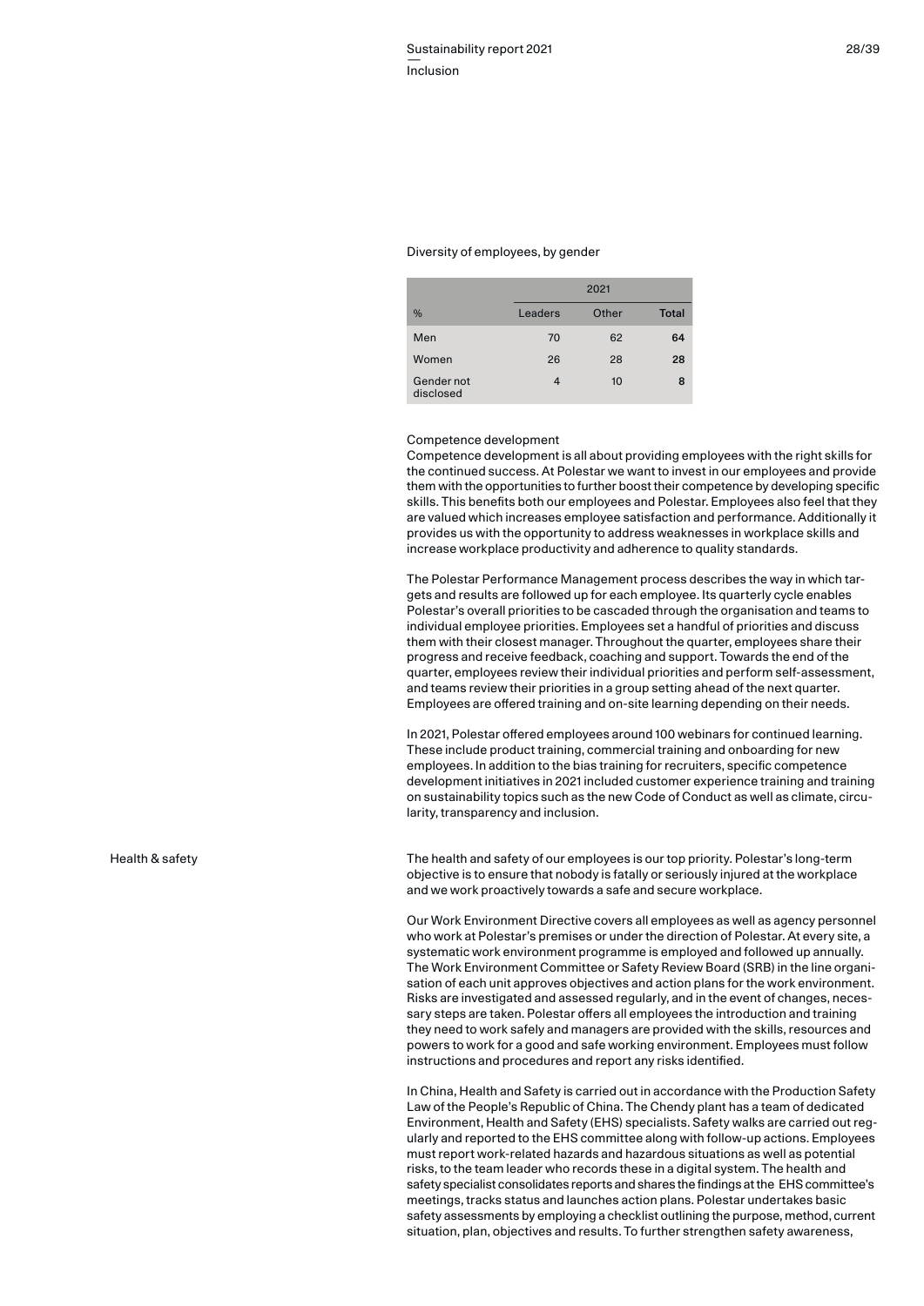Diversity of employees, by gender

| % | 2021 | | |
|---|---|---|---|
| | Leaders | Other | **Total** |
| Men | 70 | 62 | **64** |
| Women | 26 | 28 | **28** |
| Gender not disclosed | 4 | 10 | **8** |

### Competence development

Competence development is all about providing employees with the right skills for the continued success. At Polestar we want to invest in our employees and provide them with the opportunities to further boost their competence by developing specific skills. This benefits both our employees and Polestar. Employees also feel that they are valued which increases employee satisfaction and performance. Additionally it provides us with the opportunity to address weaknesses in workplace skills and increase workplace productivity and adherence to quality standards.

The Polestar Performance Management process describes the way in which targets and results are followed up for each employee. Its quarterly cycle enables Polestar's overall priorities to be cascaded through the organisation and teams to individual employee priorities. Employees set a handful of priorities and discuss them with their closest manager. Throughout the quarter, employees share their progress and receive feedback, coaching and support. Towards the end of the quarter, employees review their individual priorities and perform self-assessment, and teams review their priorities in a group setting ahead of the next quarter. Employees are offered training and on-site learning depending on their needs.

In 2021, Polestar offered employees around 100 webinars for continued learning. These include product training, commercial training and onboarding for new employees. In addition to the bias training for recruiters, specific competence development initiatives in 2021 included customer experience training and training on sustainability topics such as the new Code of Conduct as well as climate, circularity, transparency and inclusion.

## Health & safety

The health and safety of our employees is our top priority. Polestar's long-term objective is to ensure that nobody is fatally or seriously injured at the workplace and we work proactively towards a safe and secure workplace.

Our Work Environment Directive covers all employees as well as agency personnel who work at Polestar's premises or under the direction of Polestar. At every site, a systematic work environment programme is employed and followed up annually. The Work Environment Committee or Safety Review Board (SRB) in the line organisation of each unit approves objectives and action plans for the work environment. Risks are investigated and assessed regularly, and in the event of changes, necessary steps are taken. Polestar offers all employees the introduction and training they need to work safely and managers are provided with the skills, resources and powers to work for a good and safe working environment. Employees must follow instructions and procedures and report any risks identified.

In China, Health and Safety is carried out in accordance with the Production Safety Law of the People's Republic of China. The Chendy plant has a team of dedicated Environment, Health and Safety (EHS) specialists. Safety walks are carried out regularly and reported to the EHS committee along with follow-up actions. Employees must report work-related hazards and hazardous situations as well as potential risks, to the team leader who records these in a digital system. The health and safety specialist consolidates reports and shares the findings at the EHS committee's meetings, tracks status and launches action plans. Polestar undertakes basic safety assessments by employing a checklist outlining the purpose, method, current situation, plan, objectives and results. To further strengthen safety awareness,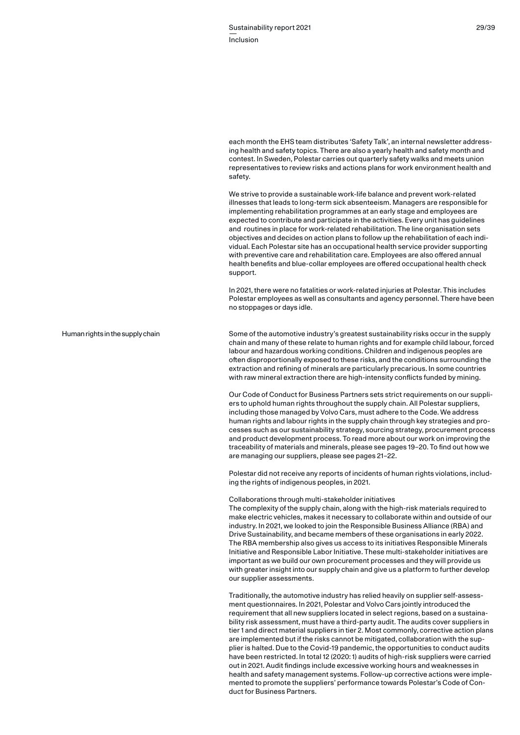each month the EHS team distributes 'Safety Talk', an internal newsletter addressing health and safety topics. There are also a yearly health and safety month and contest. In Sweden, Polestar carries out quarterly safety walks and meets union representatives to review risks and actions plans for work environment health and safety.

We strive to provide a sustainable work-life balance and prevent work-related illnesses that leads to long-term sick absenteeism. Managers are responsible for implementing rehabilitation programmes at an early stage and employees are expected to contribute and participate in the activities. Every unit has guidelines and routines in place for work-related rehabilitation. The line organisation sets objectives and decides on action plans to follow up the rehabilitation of each individual. Each Polestar site has an occupational health service provider supporting with preventive care and rehabilitation care. Employees are also offered annual health benefits and blue-collar employees are offered occupational health check support.

In 2021, there were no fatalities or work-related injuries at Polestar. This includes Polestar employees as well as consultants and agency personnel. There have been no stoppages or days idle.

## Human rights in the supply chain

Some of the automotive industry's greatest sustainability risks occur in the supply chain and many of these relate to human rights and for example child labour, forced labour and hazardous working conditions. Children and indigenous peoples are often disproportionally exposed to these risks, and the conditions surrounding the extraction and refining of minerals are particularly precarious. In some countries with raw mineral extraction there are high-intensity conflicts funded by mining.

Our Code of Conduct for Business Partners sets strict requirements on our suppliers to uphold human rights throughout the supply chain. All Polestar suppliers, including those managed by Volvo Cars, must adhere to the Code. We address human rights and labour rights in the supply chain through key strategies and processes such as our sustainability strategy, sourcing strategy, procurement process and product development process. To read more about our work on improving the traceability of materials and minerals, please see pages 19–20. To find out how we are managing our suppliers, please see pages 21–22.

Polestar did not receive any reports of incidents of human rights violations, including the rights of indigenous peoples, in 2021.

### Collaborations through multi-stakeholder initiatives

The complexity of the supply chain, along with the high-risk materials required to make electric vehicles, makes it necessary to collaborate within and outside of our industry. In 2021, we looked to join the Responsible Business Alliance (RBA) and Drive Sustainability, and became members of these organisations in early 2022. The RBA membership also gives us access to its initiatives Responsible Minerals Initiative and Responsible Labor Initiative. These multi-stakeholder initiatives are important as we build our own procurement processes and they will provide us with greater insight into our supply chain and give us a platform to further develop our supplier assessments.

Traditionally, the automotive industry has relied heavily on supplier self-assessment questionnaires. In 2021, Polestar and Volvo Cars jointly introduced the requirement that all new suppliers located in select regions, based on a sustainability risk assessment, must have a third-party audit. The audits cover suppliers in tier 1 and direct material suppliers in tier 2. Most commonly, corrective action plans are implemented but if the risks cannot be mitigated, collaboration with the supplier is halted. Due to the Covid-19 pandemic, the opportunities to conduct audits have been restricted. In total 12 (2020: 1) audits of high-risk suppliers were carried out in 2021. Audit findings include excessive working hours and weaknesses in health and safety management systems. Follow-up corrective actions were implemented to promote the suppliers' performance towards Polestar's Code of Conduct for Business Partners.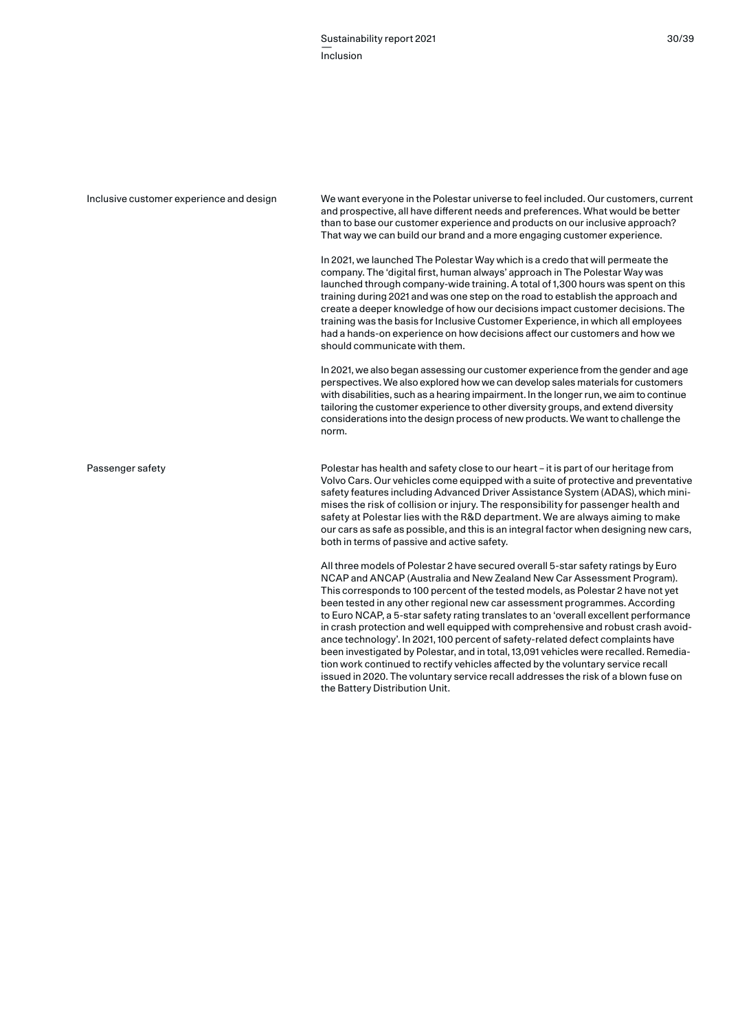## Inclusive customer experience and design

We want everyone in the Polestar universe to feel included. Our customers, current and prospective, all have different needs and preferences. What would be better than to base our customer experience and products on our inclusive approach? That way we can build our brand and a more engaging customer experience.

In 2021, we launched The Polestar Way which is a credo that will permeate the company. The 'digital first, human always' approach in The Polestar Way was launched through company-wide training. A total of 1,300 hours was spent on this training during 2021 and was one step on the road to establish the approach and create a deeper knowledge of how our decisions impact customer decisions. The training was the basis for Inclusive Customer Experience, in which all employees had a hands-on experience on how decisions affect our customers and how we should communicate with them.

In 2021, we also began assessing our customer experience from the gender and age perspectives. We also explored how we can develop sales materials for customers with disabilities, such as a hearing impairment. In the longer run, we aim to continue tailoring the customer experience to other diversity groups, and extend diversity considerations into the design process of new products. We want to challenge the norm.

## Passenger safety

Polestar has health and safety close to our heart – it is part of our heritage from Volvo Cars. Our vehicles come equipped with a suite of protective and preventative safety features including Advanced Driver Assistance System (ADAS), which minimises the risk of collision or injury. The responsibility for passenger health and safety at Polestar lies with the R&D department. We are always aiming to make our cars as safe as possible, and this is an integral factor when designing new cars, both in terms of passive and active safety.

All three models of Polestar 2 have secured overall 5-star safety ratings by Euro NCAP and ANCAP (Australia and New Zealand New Car Assessment Program). This corresponds to 100 percent of the tested models, as Polestar 2 have not yet been tested in any other regional new car assessment programmes. According to Euro NCAP, a 5-star safety rating translates to an 'overall excellent performance in crash protection and well equipped with comprehensive and robust crash avoidance technology'. In 2021, 100 percent of safety-related defect complaints have been investigated by Polestar, and in total, 13,091 vehicles were recalled. Remediation work continued to rectify vehicles affected by the voluntary service recall issued in 2020. The voluntary service recall addresses the risk of a blown fuse on the Battery Distribution Unit.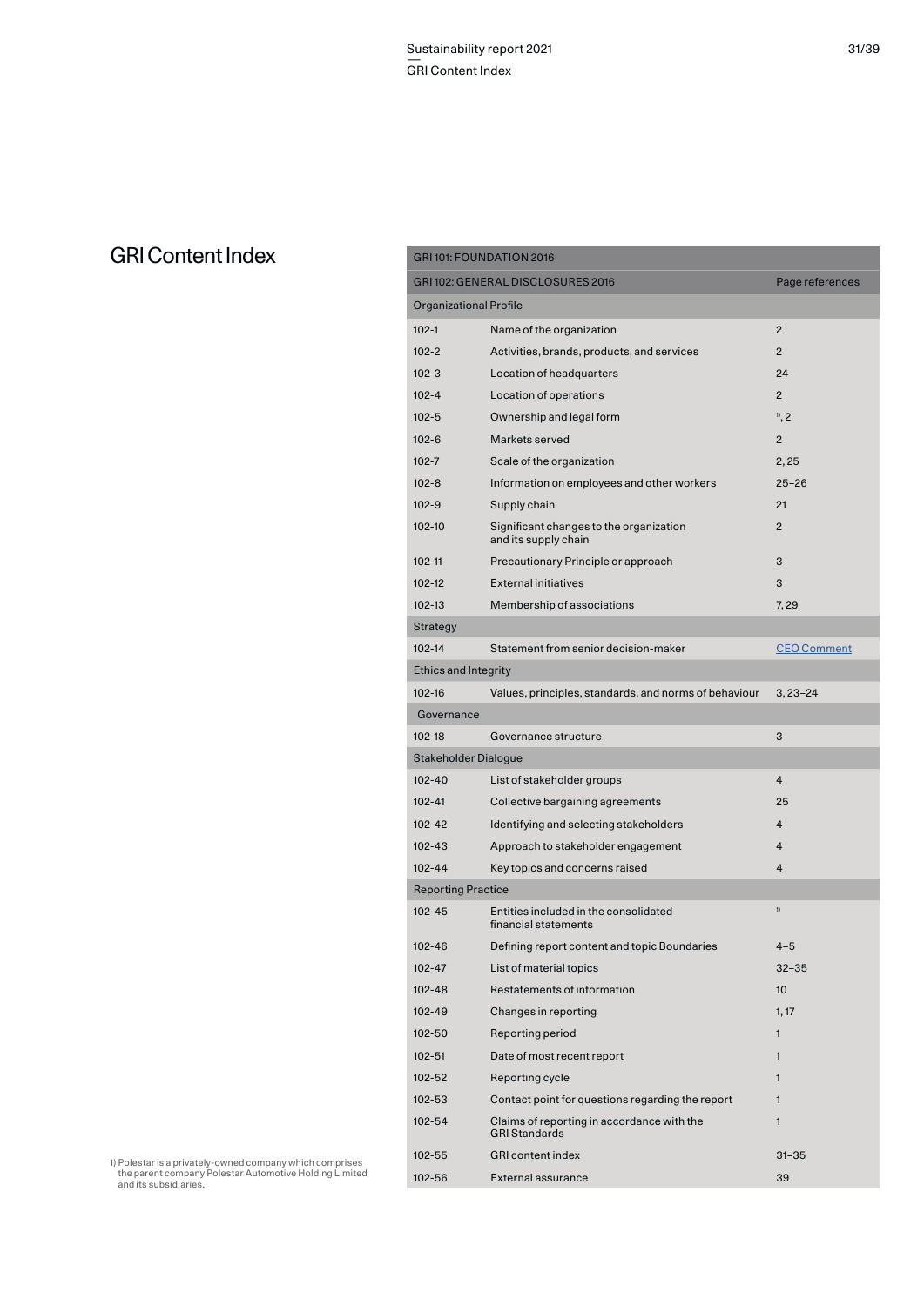# GRI Content Index

| GRI 101: FOUNDATION 2016 | | |
|---|---|---|
| GRI 102: GENERAL DISCLOSURES 2016 | | Page references |
| Organizational Profile | | |
| 102-1 | Name of the organization | 2 |
| 102-2 | Activities, brands, products, and services | 2 |
| 102-3 | Location of headquarters | 24 |
| 102-4 | Location of operations | 2 |
| 102-5 | Ownership and legal form | [1], 2 |
| 102-6 | Markets served | 2 |
| 102-7 | Scale of the organization | 2, 25 |
| 102-8 | Information on employees and other workers | 25–26 |
| 102-9 | Supply chain | 21 |
| 102-10 | Significant changes to the organization and its supply chain | 2 |
| 102-11 | Precautionary Principle or approach | 3 |
| 102-12 | External initiatives | 3 |
| 102-13 | Membership of associations | 7, 29 |
| Strategy | | |
| 102-14 | Statement from senior decision-maker | CEO Comment |
| Ethics and Integrity | | |
| 102-16 | Values, principles, standards, and norms of behaviour | 3, 23–24 |
| Governance | | |
| 102-18 | Governance structure | 3 |
| Stakeholder Dialogue | | |
| 102-40 | List of stakeholder groups | 4 |
| 102-41 | Collective bargaining agreements | 25 |
| 102-42 | Identifying and selecting stakeholders | 4 |
| 102-43 | Approach to stakeholder engagement | 4 |
| 102-44 | Key topics and concerns raised | 4 |
| Reporting Practice | | |
| 102-45 | Entities included in the consolidated financial statements | [1] |
| 102-46 | Defining report content and topic Boundaries | 4–5 |
| 102-47 | List of material topics | 32–35 |
| 102-48 | Restatements of information | 10 |
| 102-49 | Changes in reporting | 1, 17 |
| 102-50 | Reporting period | 1 |
| 102-51 | Date of most recent report | 1 |
| 102-52 | Reporting cycle | 1 |
| 102-53 | Contact point for questions regarding the report | 1 |
| 102-54 | Claims of reporting in accordance with the GRI Standards | 1 |
| 102-55 | GRI content index | 31–35 |
| 102-56 | External assurance | 39 |

1) Polestar is a privately-owned company which comprises the parent company Polestar Automotive Holding Limited and its subsidiaries.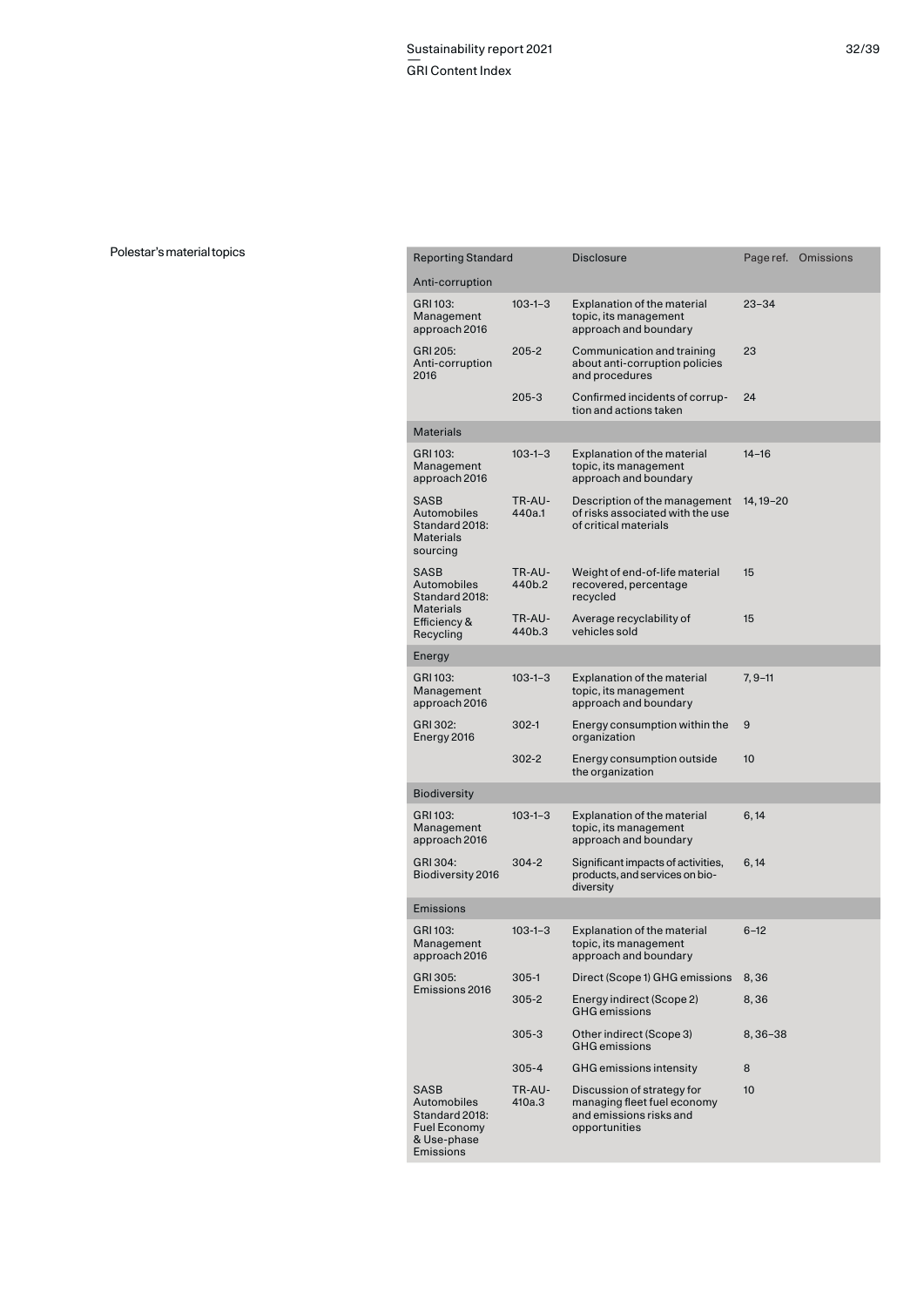Polestar's material topics

| Reporting Standard | | Disclosure | Page ref. | Omissions |
|---|---|---|---|---|
| **Anti-corruption** | | | | |
| GRI 103: Management approach 2016 | 103-1–3 | Explanation of the material topic, its management approach and boundary | 23–34 | |
| GRI 205: Anti-corruption 2016 | 205-2 | Communication and training about anti-corruption policies and procedures | 23 | |
| | 205-3 | Confirmed incidents of corruption and actions taken | 24 | |
| **Materials** | | | | |
| GRI 103: Management approach 2016 | 103-1–3 | Explanation of the material topic, its management approach and boundary | 14–16 | |
| SASB Automobiles Standard 2018: Materials sourcing | TR-AU-440a.1 | Description of the management of risks associated with the use of critical materials | 14, 19–20 | |
| SASB Automobiles Standard 2018: Materials Efficiency & Recycling | TR-AU-440b.2 | Weight of end-of-life material recovered, percentage recycled | 15 | |
| | TR-AU-440b.3 | Average recyclability of vehicles sold | 15 | |
| **Energy** | | | | |
| GRI 103: Management approach 2016 | 103-1–3 | Explanation of the material topic, its management approach and boundary | 7, 9–11 | |
| GRI 302: Energy 2016 | 302-1 | Energy consumption within the organization | 9 | |
| | 302-2 | Energy consumption outside the organization | 10 | |
| **Biodiversity** | | | | |
| GRI 103: Management approach 2016 | 103-1–3 | Explanation of the material topic, its management approach and boundary | 6, 14 | |
| GRI 304: Biodiversity 2016 | 304-2 | Significant impacts of activities, products, and services on biodiversity | 6, 14 | |
| **Emissions** | | | | |
| GRI 103: Management approach 2016 | 103-1–3 | Explanation of the material topic, its management approach and boundary | 6–12 | |
| GRI 305: Emissions 2016 | 305-1 | Direct (Scope 1) GHG emissions | 8, 36 | |
| | 305-2 | Energy indirect (Scope 2) GHG emissions | 8, 36 | |
| | 305-3 | Other indirect (Scope 3) GHG emissions | 8, 36–38 | |
| | 305-4 | GHG emissions intensity | 8 | |
| SASB Automobiles Standard 2018: Fuel Economy & Use-phase Emissions | TR-AU-410a.3 | Discussion of strategy for managing fleet fuel economy and emissions risks and opportunities | 10 | |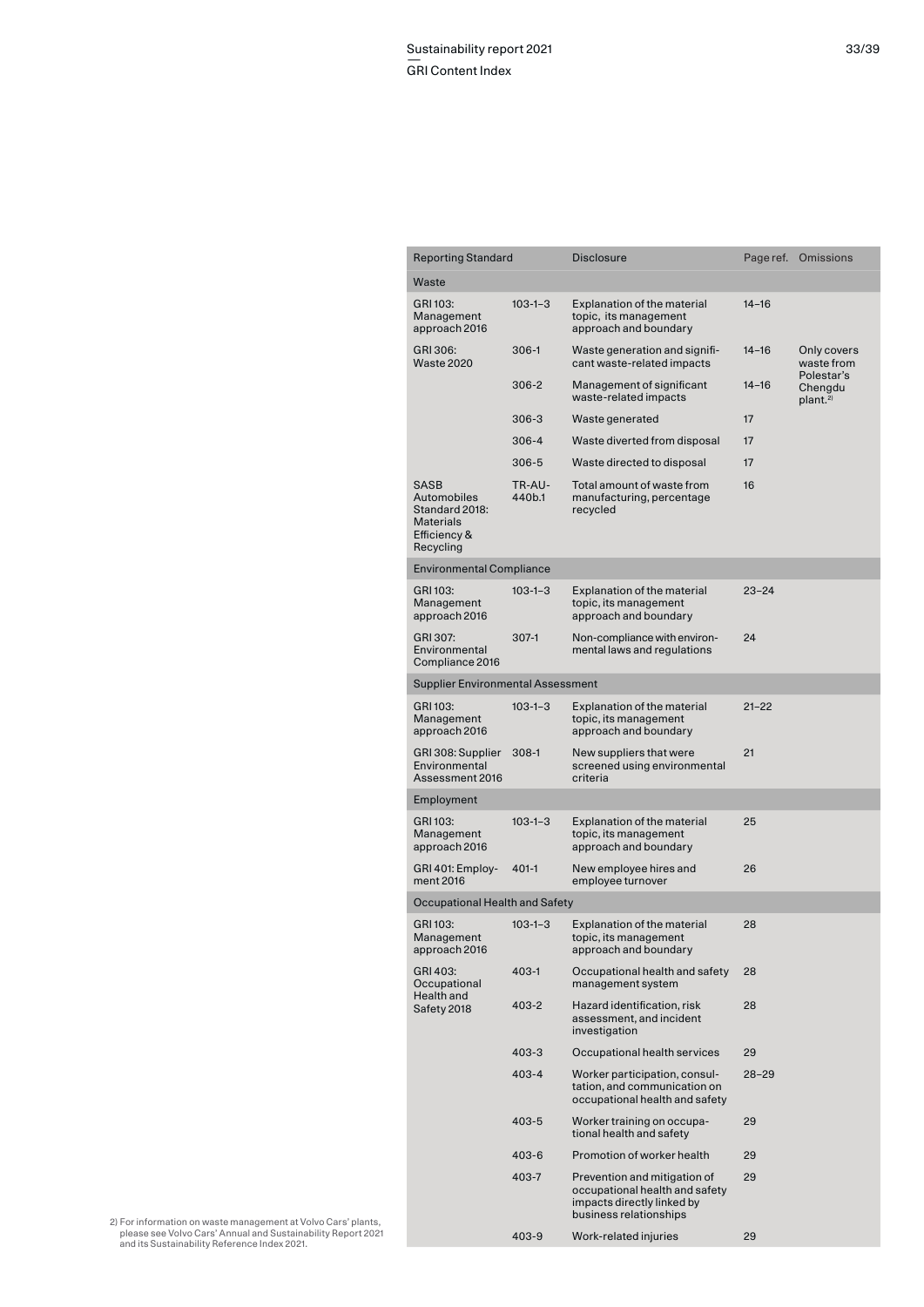| Reporting Standard | | Disclosure | Page ref. | Omissions |
|---|---|---|---|---|
| **Waste** | | | | |
| GRI 103: Management approach 2016 | 103-1–3 | Explanation of the material topic, its management approach and boundary | 14–16 | |
| GRI 306: Waste 2020 | 306-1 | Waste generation and significant waste-related impacts | 14–16 | Only covers waste from Polestar's Chengdu plant.[2] |
| | 306-2 | Management of significant waste-related impacts | 14–16 | |
| | 306-3 | Waste generated | 17 | |
| | 306-4 | Waste diverted from disposal | 17 | |
| | 306-5 | Waste directed to disposal | 17 | |
| SASB Automobiles Standard 2018: Materials Efficiency & Recycling | TR-AU-440b.1 | Total amount of waste from manufacturing, percentage recycled | 16 | |
| **Environmental Compliance** | | | | |
| GRI 103: Management approach 2016 | 103-1–3 | Explanation of the material topic, its management approach and boundary | 23–24 | |
| GRI 307: Environmental Compliance 2016 | 307-1 | Non-compliance with environmental laws and regulations | 24 | |
| **Supplier Environmental Assessment** | | | | |
| GRI 103: Management approach 2016 | 103-1–3 | Explanation of the material topic, its management approach and boundary | 21–22 | |
| GRI 308: Supplier Environmental Assessment 2016 | 308-1 | New suppliers that were screened using environmental criteria | 21 | |
| **Employment** | | | | |
| GRI 103: Management approach 2016 | 103-1–3 | Explanation of the material topic, its management approach and boundary | 25 | |
| GRI 401: Employment 2016 | 401-1 | New employee hires and employee turnover | 26 | |
| **Occupational Health and Safety** | | | | |
| GRI 103: Management approach 2016 | 103-1–3 | Explanation of the material topic, its management approach and boundary | 28 | |
| GRI 403: Occupational Health and Safety 2018 | 403-1 | Occupational health and safety management system | 28 | |
| | 403-2 | Hazard identification, risk assessment, and incident investigation | 28 | |
| | 403-3 | Occupational health services | 29 | |
| | 403-4 | Worker participation, consultation, and communication on occupational health and safety | 28–29 | |
| | 403-5 | Worker training on occupational health and safety | 29 | |
| | 403-6 | Promotion of worker health | 29 | |
| | 403-7 | Prevention and mitigation of occupational health and safety impacts directly linked by business relationships | 29 | |
| | 403-9 | Work-related injuries | 29 | |

2) For information on waste management at Volvo Cars' plants, please see Volvo Cars' Annual and Sustainability Report 2021 and its Sustainability Reference Index 2021.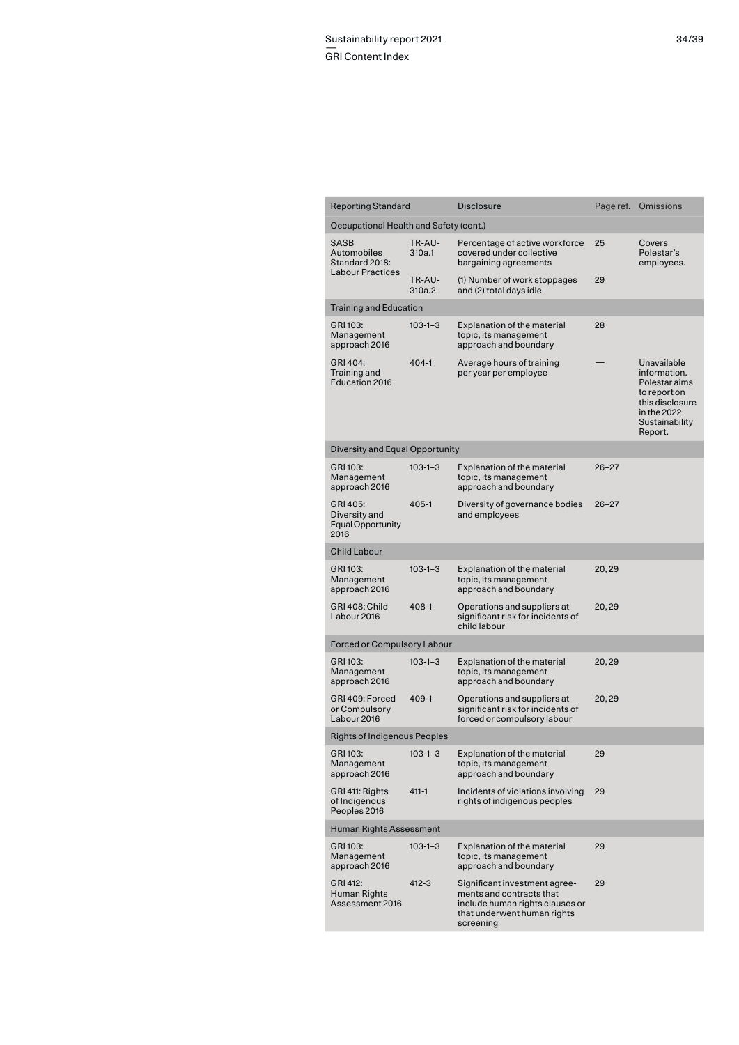| Reporting Standard | | Disclosure | Page ref. | Omissions |
|---|---|---|---|---|
| **Occupational Health and Safety (cont.)** | | | | |
| SASB Automobiles Standard 2018: Labour Practices | TR-AU-310a.1 | Percentage of active workforce covered under collective bargaining agreements | 25 | Covers Polestar's employees. |
| | TR-AU-310a.2 | (1) Number of work stoppages and (2) total days idle | 29 | |
| **Training and Education** | | | | |
| GRI 103: Management approach 2016 | 103-1–3 | Explanation of the material topic, its management approach and boundary | 28 | |
| GRI 404: Training and Education 2016 | 404-1 | Average hours of training per year per employee | — | Unavailable information. Polestar aims to report on this disclosure in the 2022 Sustainability Report. |
| **Diversity and Equal Opportunity** | | | | |
| GRI 103: Management approach 2016 | 103-1–3 | Explanation of the material topic, its management approach and boundary | 26–27 | |
| GRI 405: Diversity and Equal Opportunity 2016 | 405-1 | Diversity of governance bodies and employees | 26–27 | |
| **Child Labour** | | | | |
| GRI 103: Management approach 2016 | 103-1–3 | Explanation of the material topic, its management approach and boundary | 20, 29 | |
| GRI 408: Child Labour 2016 | 408-1 | Operations and suppliers at significant risk for incidents of child labour | 20, 29 | |
| **Forced or Compulsory Labour** | | | | |
| GRI 103: Management approach 2016 | 103-1–3 | Explanation of the material topic, its management approach and boundary | 20, 29 | |
| GRI 409: Forced or Compulsory Labour 2016 | 409-1 | Operations and suppliers at significant risk for incidents of forced or compulsory labour | 20, 29 | |
| **Rights of Indigenous Peoples** | | | | |
| GRI 103: Management approach 2016 | 103-1–3 | Explanation of the material topic, its management approach and boundary | 29 | |
| GRI 411: Rights of Indigenous Peoples 2016 | 411-1 | Incidents of violations involving rights of indigenous peoples | 29 | |
| **Human Rights Assessment** | | | | |
| GRI 103: Management approach 2016 | 103-1–3 | Explanation of the material topic, its management approach and boundary | 29 | |
| GRI 412: Human Rights Assessment 2016 | 412-3 | Significant investment agreements and contracts that include human rights clauses or that underwent human rights screening | 29 | |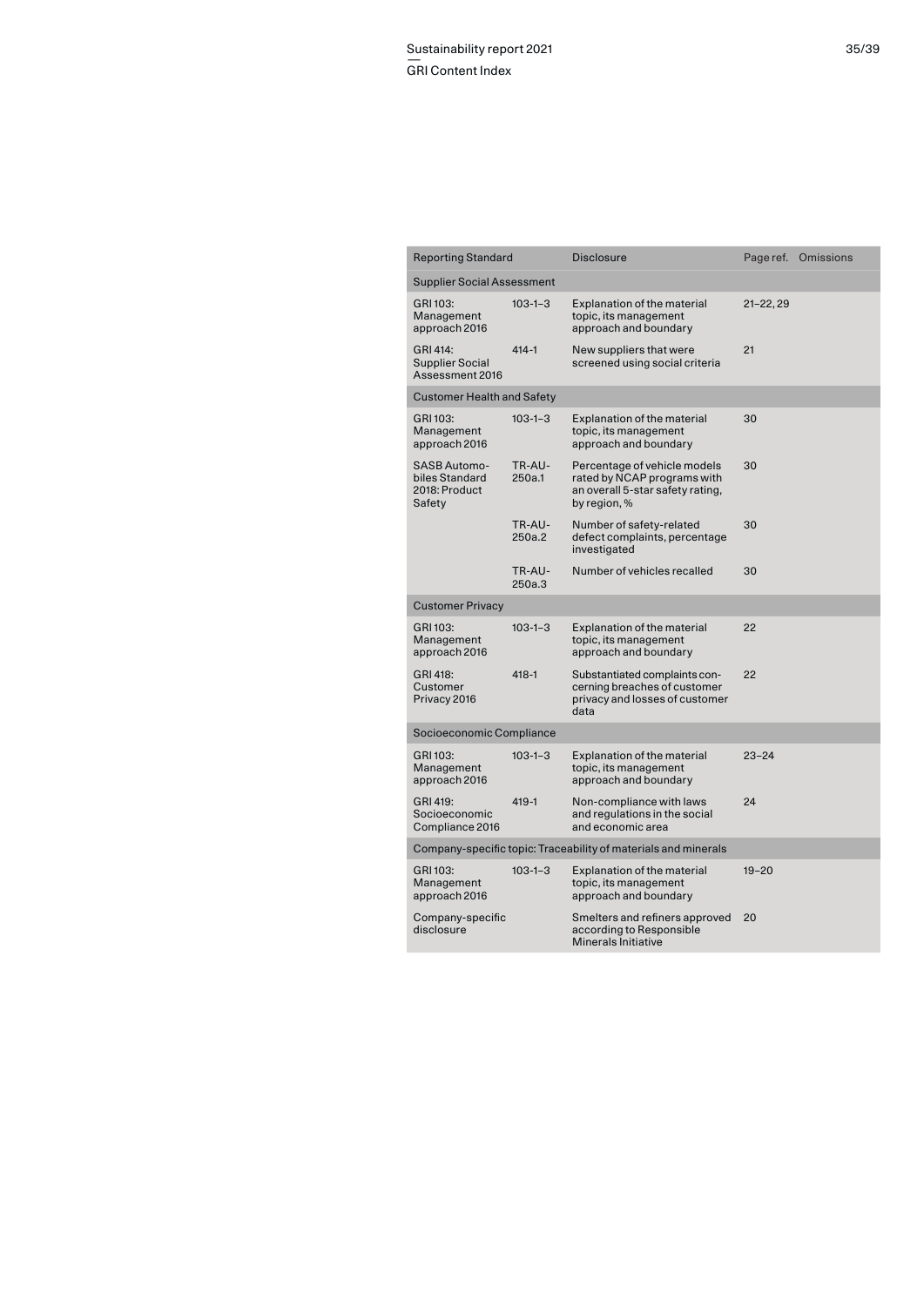| Reporting Standard | | Disclosure | Page ref. | Omissions |
| --- | --- | --- | --- | --- |
| **Supplier Social Assessment** | | | | |
| GRI 103: Management approach 2016 | 103-1–3 | Explanation of the material topic, its management approach and boundary | 21–22, 29 | |
| GRI 414: Supplier Social Assessment 2016 | 414-1 | New suppliers that were screened using social criteria | 21 | |
| **Customer Health and Safety** | | | | |
| GRI 103: Management approach 2016 | 103-1–3 | Explanation of the material topic, its management approach and boundary | 30 | |
| SASB Automobiles Standard 2018: Product Safety | TR-AU-250a.1 | Percentage of vehicle models rated by NCAP programs with an overall 5-star safety rating, by region, % | 30 | |
| | TR-AU-250a.2 | Number of safety-related defect complaints, percentage investigated | 30 | |
| | TR-AU-250a.3 | Number of vehicles recalled | 30 | |
| **Customer Privacy** | | | | |
| GRI 103: Management approach 2016 | 103-1–3 | Explanation of the material topic, its management approach and boundary | 22 | |
| GRI 418: Customer Privacy 2016 | 418-1 | Substantiated complaints concerning breaches of customer privacy and losses of customer data | 22 | |
| **Socioeconomic Compliance** | | | | |
| GRI 103: Management approach 2016 | 103-1–3 | Explanation of the material topic, its management approach and boundary | 23–24 | |
| GRI 419: Socioeconomic Compliance 2016 | 419-1 | Non-compliance with laws and regulations in the social and economic area | 24 | |
| **Company-specific topic: Traceability of materials and minerals** | | | | |
| GRI 103: Management approach 2016 | 103-1–3 | Explanation of the material topic, its management approach and boundary | 19–20 | |
| Company-specific disclosure | | Smelters and refiners approved according to Responsible Minerals Initiative | 20 | |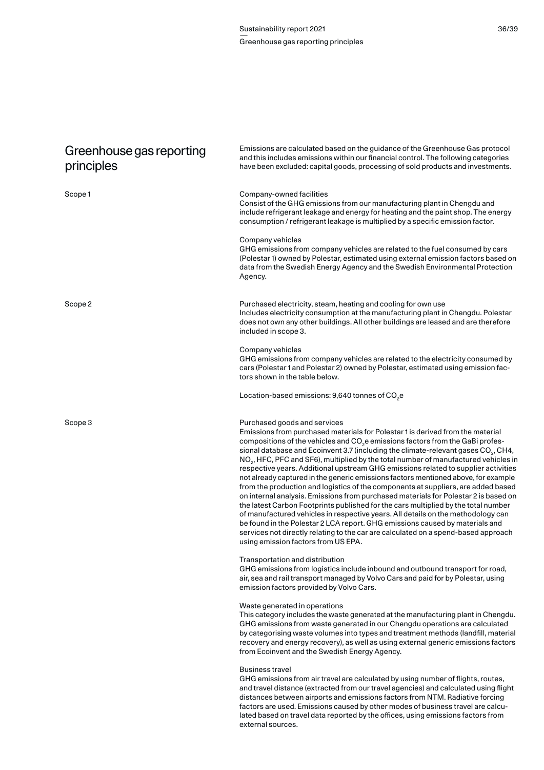# Greenhouse gas reporting principles

Emissions are calculated based on the guidance of the Greenhouse Gas protocol and this includes emissions within our financial control. The following categories have been excluded: capital goods, processing of sold products and investments.

## Scope 1

Company-owned facilities
Consist of the GHG emissions from our manufacturing plant in Chengdu and include refrigerant leakage and energy for heating and the paint shop. The energy consumption / refrigerant leakage is multiplied by a specific emission factor.

Company vehicles
GHG emissions from company vehicles are related to the fuel consumed by cars (Polestar 1) owned by Polestar, estimated using external emission factors based on data from the Swedish Energy Agency and the Swedish Environmental Protection Agency.

## Scope 2

Purchased electricity, steam, heating and cooling for own use
Includes electricity consumption at the manufacturing plant in Chengdu. Polestar does not own any other buildings. All other buildings are leased and are therefore included in scope 3.

Company vehicles
GHG emissions from company vehicles are related to the electricity consumed by cars (Polestar 1 and Polestar 2) owned by Polestar, estimated using emission factors shown in the table below.

Location-based emissions: 9,640 tonnes of $CO_2e$

## Scope 3

Purchased goods and services
Emissions from purchased materials for Polestar 1 is derived from the material compositions of the vehicles and $CO_2e$ emissions factors from the GaBi professional database and Ecoinvent 3.7 (including the climate-relevant gases $CO_2$, CH4, $NO_2$, HFC, PFC and SF6), multiplied by the total number of manufactured vehicles in respective years. Additional upstream GHG emissions related to supplier activities not already captured in the generic emissions factors mentioned above, for example from the production and logistics of the components at suppliers, are added based on internal analysis. Emissions from purchased materials for Polestar 2 is based on the latest Carbon Footprints published for the cars multiplied by the total number of manufactured vehicles in respective years. All details on the methodology can be found in the Polestar 2 LCA report. GHG emissions caused by materials and services not directly relating to the car are calculated on a spend-based approach using emission factors from US EPA.

Transportation and distribution
GHG emissions from logistics include inbound and outbound transport for road, air, sea and rail transport managed by Volvo Cars and paid for by Polestar, using emission factors provided by Volvo Cars.

Waste generated in operations
This category includes the waste generated at the manufacturing plant in Chengdu. GHG emissions from waste generated in our Chengdu operations are calculated by categorising waste volumes into types and treatment methods (landfill, material recovery and energy recovery), as well as using external generic emissions factors from Ecoinvent and the Swedish Energy Agency.

Business travel
GHG emissions from air travel are calculated by using number of flights, routes, and travel distance (extracted from our travel agencies) and calculated using flight distances between airports and emissions factors from NTM. Radiative forcing factors are used. Emissions caused by other modes of business travel are calculated based on travel data reported by the offices, using emissions factors from external sources.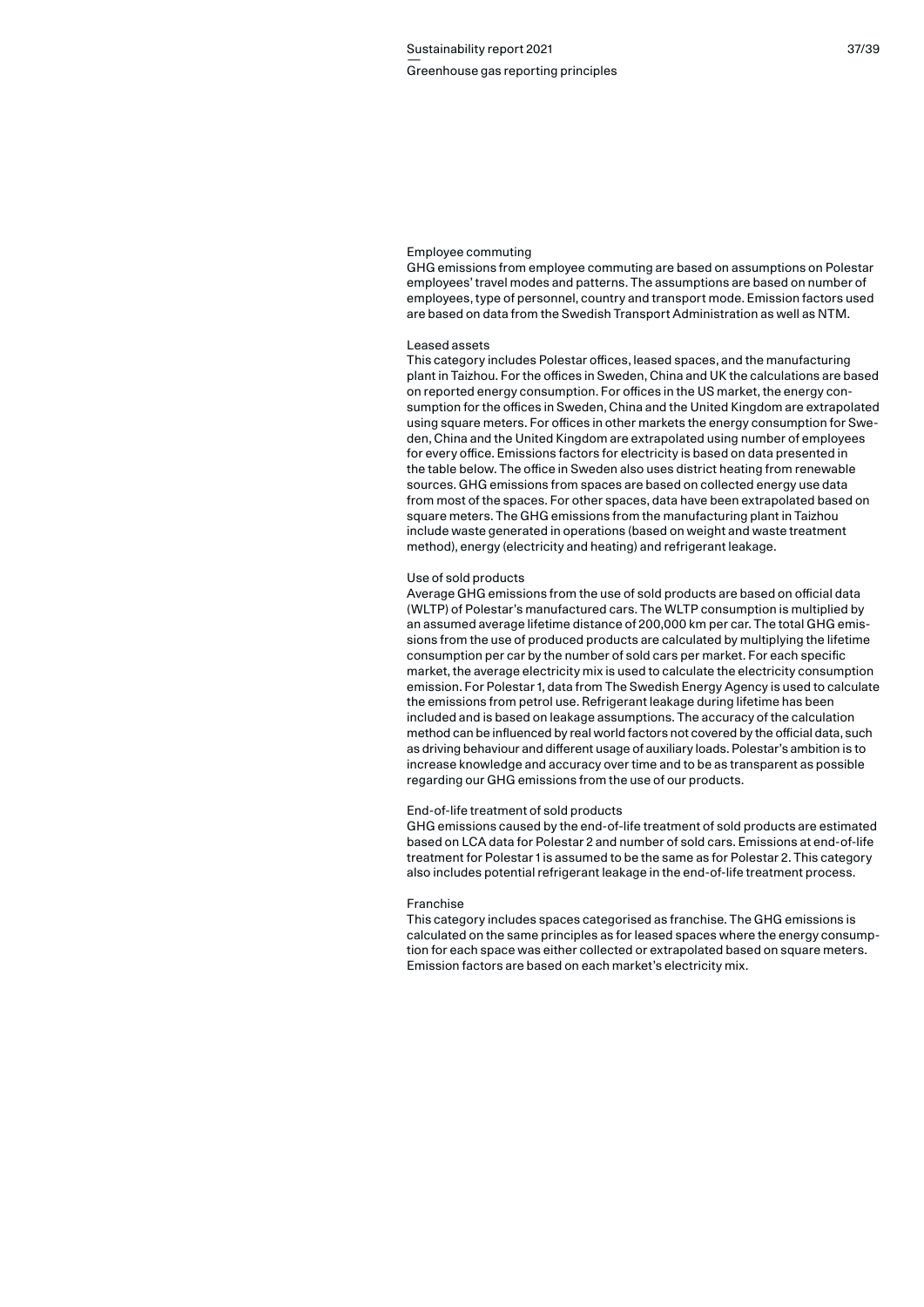### Employee commuting

GHG emissions from employee commuting are based on assumptions on Polestar employees' travel modes and patterns. The assumptions are based on number of employees, type of personnel, country and transport mode. Emission factors used are based on data from the Swedish Transport Administration as well as NTM.

### Leased assets

This category includes Polestar offices, leased spaces, and the manufacturing plant in Taizhou. For the offices in Sweden, China and UK the calculations are based on reported energy consumption. For offices in the US market, the energy consumption for the offices in Sweden, China and the United Kingdom are extrapolated using square meters. For offices in other markets the energy consumption for Sweden, China and the United Kingdom are extrapolated using number of employees for every office. Emissions factors for electricity is based on data presented in the table below. The office in Sweden also uses district heating from renewable sources. GHG emissions from spaces are based on collected energy use data from most of the spaces. For other spaces, data have been extrapolated based on square meters. The GHG emissions from the manufacturing plant in Taizhou include waste generated in operations (based on weight and waste treatment method), energy (electricity and heating) and refrigerant leakage.

### Use of sold products

Average GHG emissions from the use of sold products are based on official data (WLTP) of Polestar's manufactured cars. The WLTP consumption is multiplied by an assumed average lifetime distance of 200,000 km per car. The total GHG emissions from the use of produced products are calculated by multiplying the lifetime consumption per car by the number of sold cars per market. For each specific market, the average electricity mix is used to calculate the electricity consumption emission. For Polestar 1, data from The Swedish Energy Agency is used to calculate the emissions from petrol use. Refrigerant leakage during lifetime has been included and is based on leakage assumptions. The accuracy of the calculation method can be influenced by real world factors not covered by the official data, such as driving behaviour and different usage of auxiliary loads. Polestar's ambition is to increase knowledge and accuracy over time and to be as transparent as possible regarding our GHG emissions from the use of our products.

### End-of-life treatment of sold products

GHG emissions caused by the end-of-life treatment of sold products are estimated based on LCA data for Polestar 2 and number of sold cars. Emissions at end-of-life treatment for Polestar 1 is assumed to be the same as for Polestar 2. This category also includes potential refrigerant leakage in the end-of-life treatment process.

### Franchise

This category includes spaces categorised as franchise. The GHG emissions is calculated on the same principles as for leased spaces where the energy consumption for each space was either collected or extrapolated based on square meters. Emission factors are based on each market's electricity mix.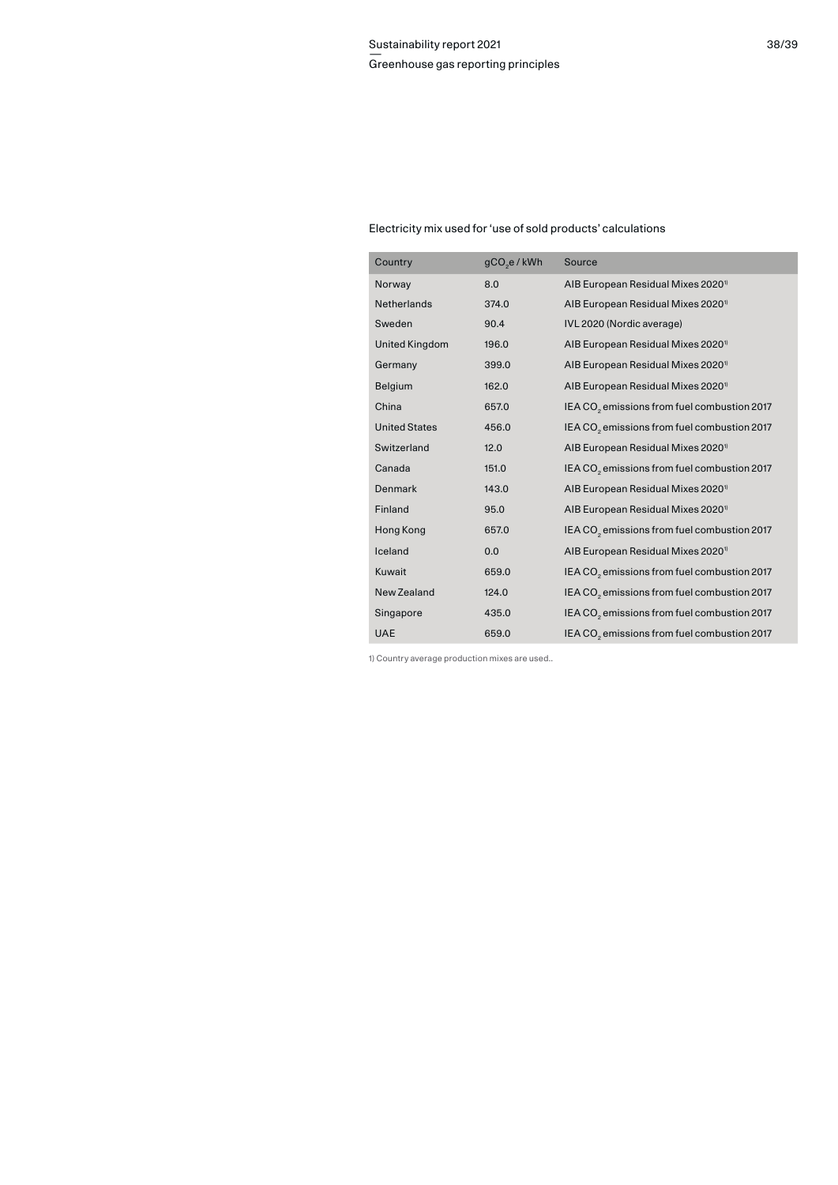Electricity mix used for 'use of sold products' calculations

| Country | $gCO_2e$ / kWh | Source |
|---|---|---|
| Norway | 8.0 | AIB European Residual Mixes 2020[1] |
| Netherlands | 374.0 | AIB European Residual Mixes 2020[1] |
| Sweden | 90.4 | IVL 2020 (Nordic average) |
| United Kingdom | 196.0 | AIB European Residual Mixes 2020[1] |
| Germany | 399.0 | AIB European Residual Mixes 2020[1] |
| Belgium | 162.0 | AIB European Residual Mixes 2020[1] |
| China | 657.0 | IEA $CO_2$ emissions from fuel combustion 2017 |
| United States | 456.0 | IEA $CO_2$ emissions from fuel combustion 2017 |
| Switzerland | 12.0 | AIB European Residual Mixes 2020[1] |
| Canada | 151.0 | IEA $CO_2$ emissions from fuel combustion 2017 |
| Denmark | 143.0 | AIB European Residual Mixes 2020[1] |
| Finland | 95.0 | AIB European Residual Mixes 2020[1] |
| Hong Kong | 657.0 | IEA $CO_2$ emissions from fuel combustion 2017 |
| Iceland | 0.0 | AIB European Residual Mixes 2020[1] |
| Kuwait | 659.0 | IEA $CO_2$ emissions from fuel combustion 2017 |
| New Zealand | 124.0 | IEA $CO_2$ emissions from fuel combustion 2017 |
| Singapore | 435.0 | IEA $CO_2$ emissions from fuel combustion 2017 |
| UAE | 659.0 | IEA $CO_2$ emissions from fuel combustion 2017 |

1) Country average production mixes are used..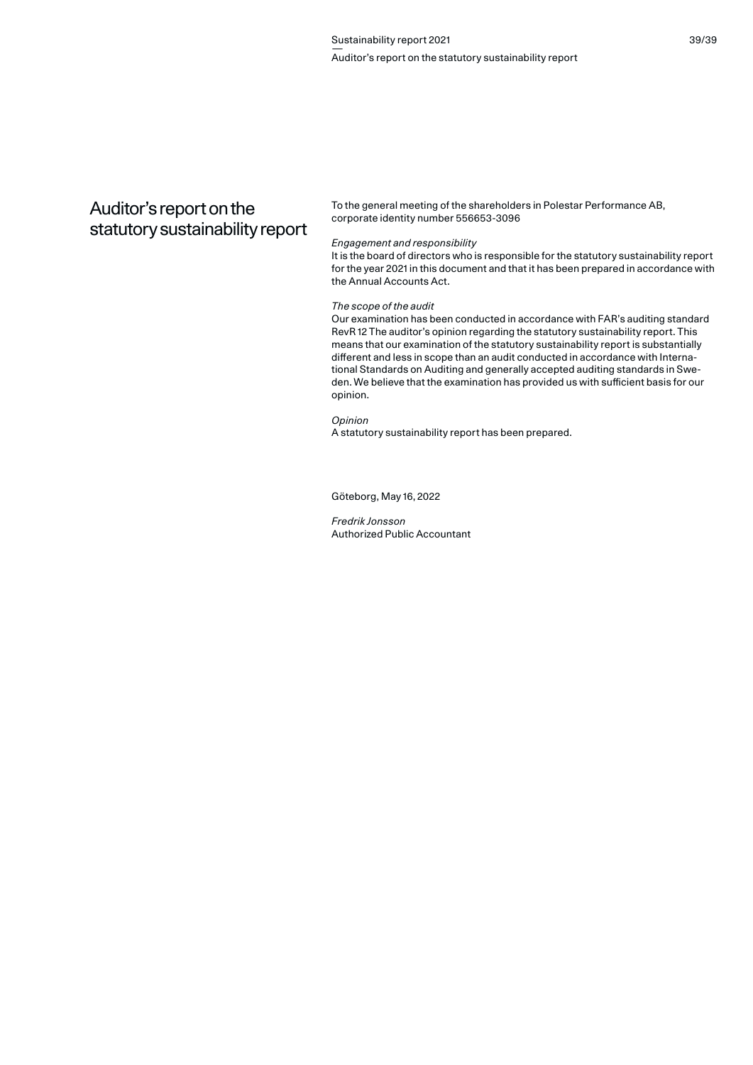# Auditor's report on the statutory sustainability report

To the general meeting of the shareholders in Polestar Performance AB, corporate identity number 556653-3096

*Engagement and responsibility*
It is the board of directors who is responsible for the statutory sustainability report for the year 2021 in this document and that it has been prepared in accordance with the Annual Accounts Act.

*The scope of the audit*
Our examination has been conducted in accordance with FAR's auditing standard RevR 12 The auditor's opinion regarding the statutory sustainability report. This means that our examination of the statutory sustainability report is substantially different and less in scope than an audit conducted in accordance with International Standards on Auditing and generally accepted auditing standards in Sweden. We believe that the examination has provided us with sufficient basis for our opinion.

*Opinion*
A statutory sustainability report has been prepared.

Göteborg, May 16, 2022

*Fredrik Jonsson*
Authorized Public Accountant